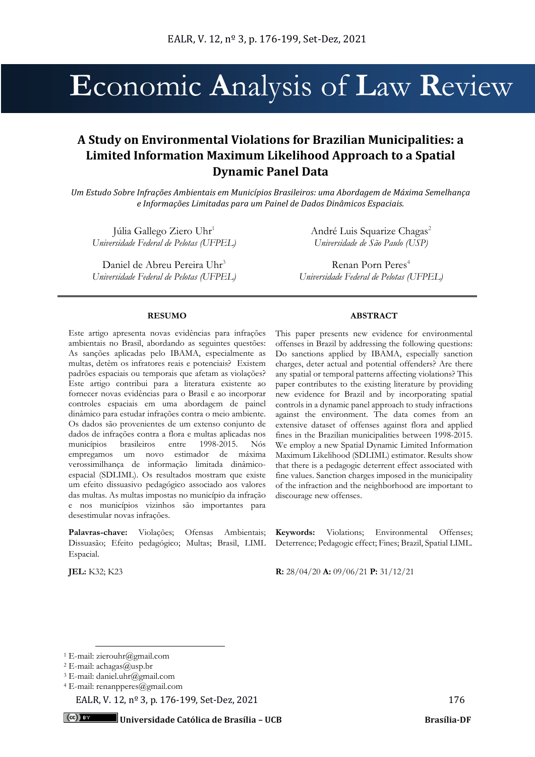# Economic Analysis of Law Review

## A Study on Environmental Violations for Brazilian Municipalities: a Limited Information Maximum Likelihood Approach to a Spatial Dynamic Panel Data

*Um Estudo Sobre Infrações Ambientais em Municípios Brasileiros: uma Abordagem de Máxima Semelhança e Informações Limitadas para um Painel de Dados Dinâmicos Espaciais.*

Júlia Gallego Ziero Uhr[1]
*Universidade Federal de Pelotas (UFPEL)*

André Luis Squarize Chagas[2]
*Universidade de São Paulo (USP)*

Daniel de Abreu Pereira Uhr[3]
*Universidade Federal de Pelotas (UFPEL)*

Renan Porn Peres[4]
*Universidade Federal de Pelotas (UFPEL)*

**RESUMO**

Este artigo apresenta novas evidências para infrações ambientais no Brasil, abordando as seguintes questões: As sanções aplicadas pelo IBAMA, especialmente as multas, detêm os infratores reais e potenciais? Existem padrões espaciais ou temporais que afetam as violações? Este artigo contribui para a literatura existente ao fornecer novas evidências para o Brasil e ao incorporar controles espaciais em uma abordagem de painel dinâmico para estudar infrações contra o meio ambiente. Os dados são provenientes de um extenso conjunto de dados de infrações contra a flora e multas aplicadas nos municípios brasileiros entre 1998-2015. Nós empregamos um novo estimador de máxima verossimilhança de informação limitada dinâmico-espacial (SDLIML). Os resultados mostram que existe um efeito dissuasivo pedagógico associado aos valores das multas. As multas impostas no município da infração e nos municípios vizinhos são importantes para desestimular novas infrações.

**Palavras-chave:** Violações; Ofensas Ambientais; Dissuasão; Efeito pedagógico; Multas; Brasil, LIML Espacial.

**JEL:** K32; K23

**ABSTRACT**

This paper presents new evidence for environmental offenses in Brazil by addressing the following questions: Do sanctions applied by IBAMA, especially sanction charges, deter actual and potential offenders? Are there any spatial or temporal patterns affecting violations? This paper contributes to the existing literature by providing new evidence for Brazil and by incorporating spatial controls in a dynamic panel approach to study infractions against the environment. The data comes from an extensive dataset of offenses against flora and applied fines in the Brazilian municipalities between 1998-2015. We employ a new Spatial Dynamic Limited Information Maximum Likelihood (SDLIML) estimator. Results show that there is a pedagogic deterrent effect associated with fine values. Sanction charges imposed in the municipality of the infraction and the neighborhood are important to discourage new offenses.

**Keywords:** Violations; Environmental Offenses; Deterrence; Pedagogic effect; Fines; Brazil, Spatial LIML.

**R:** 28/04/20 **A:** 09/06/21 **P:** 31/12/21

---

[1] E-mail: zierouhr@gmail.com
[2] E-mail: achagas@usp.br
[3] E-mail: daniel.uhr@gmail.com
[4] E-mail: renanpperes@gmail.com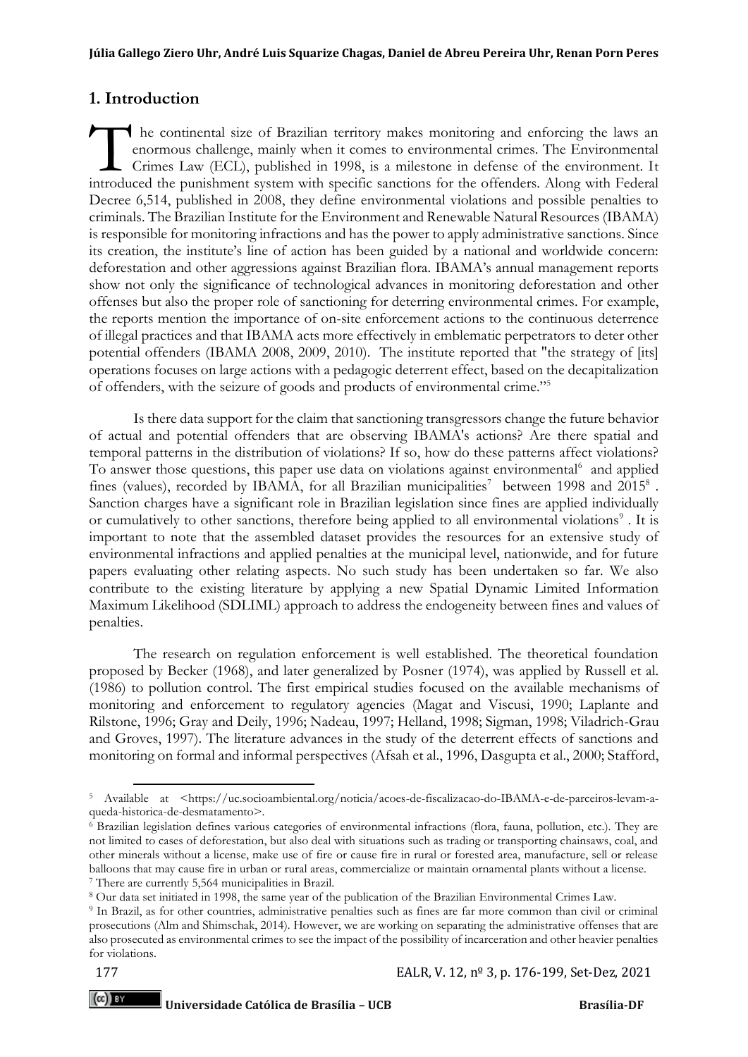## 1. Introduction

The continental size of Brazilian territory makes monitoring and enforcing the laws an enormous challenge, mainly when it comes to environmental crimes. The Environmental Crimes Law (ECL), published in 1998, is a milestone in defense of the environment. It introduced the punishment system with specific sanctions for the offenders. Along with Federal Decree 6,514, published in 2008, they define environmental violations and possible penalties to criminals. The Brazilian Institute for the Environment and Renewable Natural Resources (IBAMA) is responsible for monitoring infractions and has the power to apply administrative sanctions. Since its creation, the institute's line of action has been guided by a national and worldwide concern: deforestation and other aggressions against Brazilian flora. IBAMA's annual management reports show not only the significance of technological advances in monitoring deforestation and other offenses but also the proper role of sanctioning for deterring environmental crimes. For example, the reports mention the importance of on-site enforcement actions to the continuous deterrence of illegal practices and that IBAMA acts more effectively in emblematic perpetrators to deter other potential offenders (IBAMA 2008, 2009, 2010). The institute reported that "the strategy of [its] operations focuses on large actions with a pedagogic deterrent effect, based on the decapitalization of offenders, with the seizure of goods and products of environmental crime."[5]

Is there data support for the claim that sanctioning transgressors change the future behavior of actual and potential offenders that are observing IBAMA's actions? Are there spatial and temporal patterns in the distribution of violations? If so, how do these patterns affect violations? To answer those questions, this paper use data on violations against environmental[6] and applied fines (values), recorded by IBAMA, for all Brazilian municipalities[7] between 1998 and 2015[8]. Sanction charges have a significant role in Brazilian legislation since fines are applied individually or cumulatively to other sanctions, therefore being applied to all environmental violations[9]. It is important to note that the assembled dataset provides the resources for an extensive study of environmental infractions and applied penalties at the municipal level, nationwide, and for future papers evaluating other relating aspects. No such study has been undertaken so far. We also contribute to the existing literature by applying a new Spatial Dynamic Limited Information Maximum Likelihood (SDLIML) approach to address the endogeneity between fines and values of penalties.

The research on regulation enforcement is well established. The theoretical foundation proposed by Becker (1968), and later generalized by Posner (1974), was applied by Russell et al. (1986) to pollution control. The first empirical studies focused on the available mechanisms of monitoring and enforcement to regulatory agencies (Magat and Viscusi, 1990; Laplante and Rilstone, 1996; Gray and Deily, 1996; Nadeau, 1997; Helland, 1998; Sigman, 1998; Viladrich-Grau and Groves, 1997). The literature advances in the study of the deterrent effects of sanctions and monitoring on formal and informal perspectives (Afsah et al., 1996, Dasgupta et al., 2000; Stafford,

---

[5] Available at <https://uc.socioambiental.org/noticia/acoes-de-fiscalizacao-do-IBAMA-e-de-parceiros-levam-a-queda-historica-de-desmatamento>.

[6] Brazilian legislation defines various categories of environmental infractions (flora, fauna, pollution, etc.). They are not limited to cases of deforestation, but also deal with situations such as trading or transporting chainsaws, coal, and other minerals without a license, make use of fire or cause fire in rural or forested area, manufacture, sell or release balloons that may cause fire in urban or rural areas, commercialize or maintain ornamental plants without a license.

[7] There are currently 5,564 municipalities in Brazil.

[8] Our data set initiated in 1998, the same year of the publication of the Brazilian Environmental Crimes Law.

[9] In Brazil, as for other countries, administrative penalties such as fines are far more common than civil or criminal prosecutions (Alm and Shimschak, 2014). However, we are working on separating the administrative offenses that are also prosecuted as environmental crimes to see the impact of the possibility of incarceration and other heavier penalties for violations.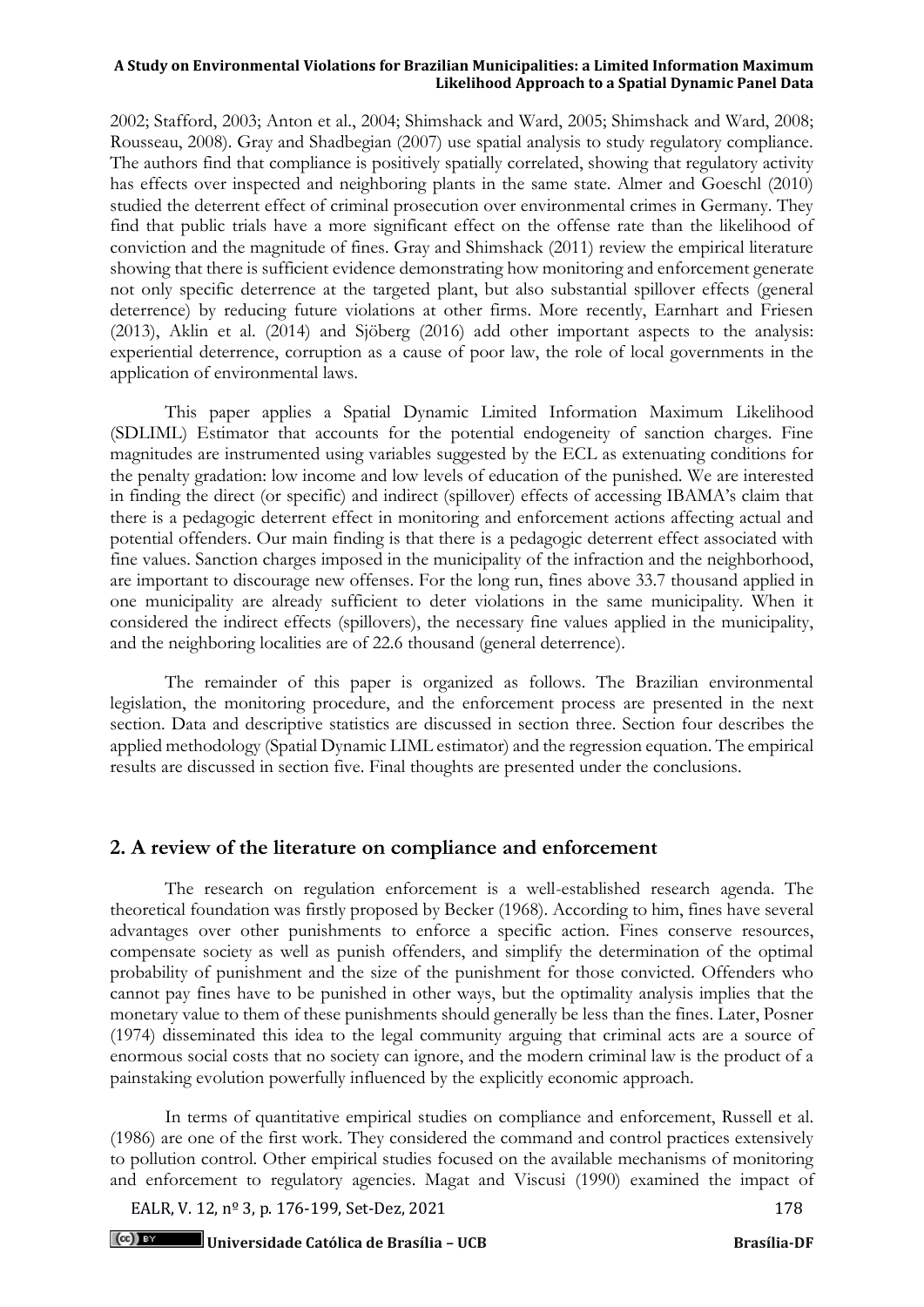2002; Stafford, 2003; Anton et al., 2004; Shimshack and Ward, 2005; Shimshack and Ward, 2008; Rousseau, 2008). Gray and Shadbegian (2007) use spatial analysis to study regulatory compliance. The authors find that compliance is positively spatially correlated, showing that regulatory activity has effects over inspected and neighboring plants in the same state. Almer and Goeschl (2010) studied the deterrent effect of criminal prosecution over environmental crimes in Germany. They find that public trials have a more significant effect on the offense rate than the likelihood of conviction and the magnitude of fines. Gray and Shimshack (2011) review the empirical literature showing that there is sufficient evidence demonstrating how monitoring and enforcement generate not only specific deterrence at the targeted plant, but also substantial spillover effects (general deterrence) by reducing future violations at other firms. More recently, Earnhart and Friesen (2013), Aklin et al. (2014) and Sjöberg (2016) add other important aspects to the analysis: experiential deterrence, corruption as a cause of poor law, the role of local governments in the application of environmental laws.

This paper applies a Spatial Dynamic Limited Information Maximum Likelihood (SDLIML) Estimator that accounts for the potential endogeneity of sanction charges. Fine magnitudes are instrumented using variables suggested by the ECL as extenuating conditions for the penalty gradation: low income and low levels of education of the punished. We are interested in finding the direct (or specific) and indirect (spillover) effects of accessing IBAMA's claim that there is a pedagogic deterrent effect in monitoring and enforcement actions affecting actual and potential offenders. Our main finding is that there is a pedagogic deterrent effect associated with fine values. Sanction charges imposed in the municipality of the infraction and the neighborhood, are important to discourage new offenses. For the long run, fines above 33.7 thousand applied in one municipality are already sufficient to deter violations in the same municipality. When it considered the indirect effects (spillovers), the necessary fine values applied in the municipality, and the neighboring localities are of 22.6 thousand (general deterrence).

The remainder of this paper is organized as follows. The Brazilian environmental legislation, the monitoring procedure, and the enforcement process are presented in the next section. Data and descriptive statistics are discussed in section three. Section four describes the applied methodology (Spatial Dynamic LIML estimator) and the regression equation. The empirical results are discussed in section five. Final thoughts are presented under the conclusions.

## 2. A review of the literature on compliance and enforcement

The research on regulation enforcement is a well-established research agenda. The theoretical foundation was firstly proposed by Becker (1968). According to him, fines have several advantages over other punishments to enforce a specific action. Fines conserve resources, compensate society as well as punish offenders, and simplify the determination of the optimal probability of punishment and the size of the punishment for those convicted. Offenders who cannot pay fines have to be punished in other ways, but the optimality analysis implies that the monetary value to them of these punishments should generally be less than the fines. Later, Posner (1974) disseminated this idea to the legal community arguing that criminal acts are a source of enormous social costs that no society can ignore, and the modern criminal law is the product of a painstaking evolution powerfully influenced by the explicitly economic approach.

In terms of quantitative empirical studies on compliance and enforcement, Russell et al. (1986) are one of the first work. They considered the command and control practices extensively to pollution control. Other empirical studies focused on the available mechanisms of monitoring and enforcement to regulatory agencies. Magat and Viscusi (1990) examined the impact of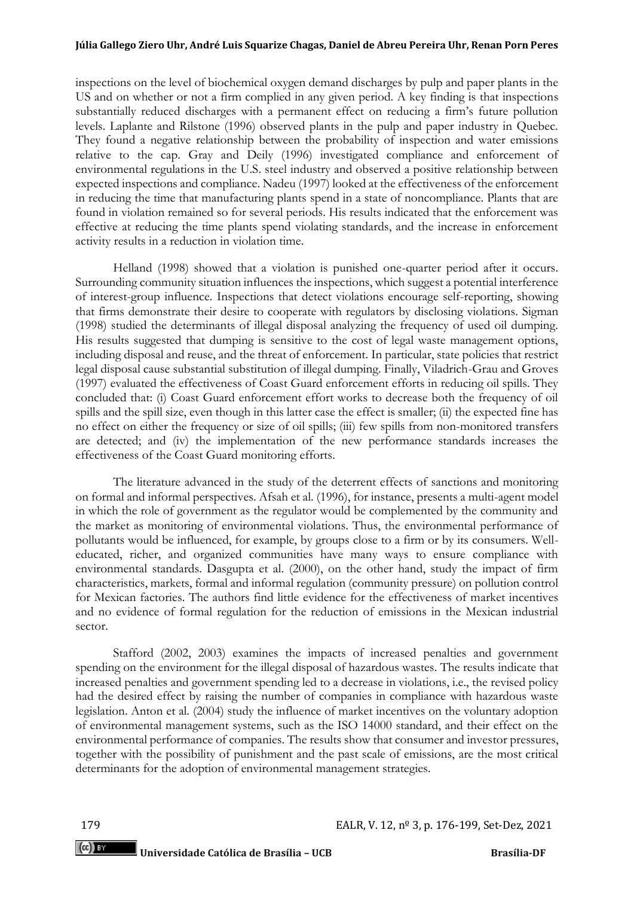inspections on the level of biochemical oxygen demand discharges by pulp and paper plants in the US and on whether or not a firm complied in any given period. A key finding is that inspections substantially reduced discharges with a permanent effect on reducing a firm's future pollution levels. Laplante and Rilstone (1996) observed plants in the pulp and paper industry in Quebec. They found a negative relationship between the probability of inspection and water emissions relative to the cap. Gray and Deily (1996) investigated compliance and enforcement of environmental regulations in the U.S. steel industry and observed a positive relationship between expected inspections and compliance. Nadeu (1997) looked at the effectiveness of the enforcement in reducing the time that manufacturing plants spend in a state of noncompliance. Plants that are found in violation remained so for several periods. His results indicated that the enforcement was effective at reducing the time plants spend violating standards, and the increase in enforcement activity results in a reduction in violation time.

Helland (1998) showed that a violation is punished one-quarter period after it occurs. Surrounding community situation influences the inspections, which suggest a potential interference of interest-group influence. Inspections that detect violations encourage self-reporting, showing that firms demonstrate their desire to cooperate with regulators by disclosing violations. Sigman (1998) studied the determinants of illegal disposal analyzing the frequency of used oil dumping. His results suggested that dumping is sensitive to the cost of legal waste management options, including disposal and reuse, and the threat of enforcement. In particular, state policies that restrict legal disposal cause substantial substitution of illegal dumping. Finally, Viladrich-Grau and Groves (1997) evaluated the effectiveness of Coast Guard enforcement efforts in reducing oil spills. They concluded that: (i) Coast Guard enforcement effort works to decrease both the frequency of oil spills and the spill size, even though in this latter case the effect is smaller; (ii) the expected fine has no effect on either the frequency or size of oil spills; (iii) few spills from non-monitored transfers are detected; and (iv) the implementation of the new performance standards increases the effectiveness of the Coast Guard monitoring efforts.

The literature advanced in the study of the deterrent effects of sanctions and monitoring on formal and informal perspectives. Afsah et al. (1996), for instance, presents a multi-agent model in which the role of government as the regulator would be complemented by the community and the market as monitoring of environmental violations. Thus, the environmental performance of pollutants would be influenced, for example, by groups close to a firm or by its consumers. Well-educated, richer, and organized communities have many ways to ensure compliance with environmental standards. Dasgupta et al. (2000), on the other hand, study the impact of firm characteristics, markets, formal and informal regulation (community pressure) on pollution control for Mexican factories. The authors find little evidence for the effectiveness of market incentives and no evidence of formal regulation for the reduction of emissions in the Mexican industrial sector.

Stafford (2002, 2003) examines the impacts of increased penalties and government spending on the environment for the illegal disposal of hazardous wastes. The results indicate that increased penalties and government spending led to a decrease in violations, i.e., the revised policy had the desired effect by raising the number of companies in compliance with hazardous waste legislation. Anton et al. (2004) study the influence of market incentives on the voluntary adoption of environmental management systems, such as the ISO 14000 standard, and their effect on the environmental performance of companies. The results show that consumer and investor pressures, together with the possibility of punishment and the past scale of emissions, are the most critical determinants for the adoption of environmental management strategies.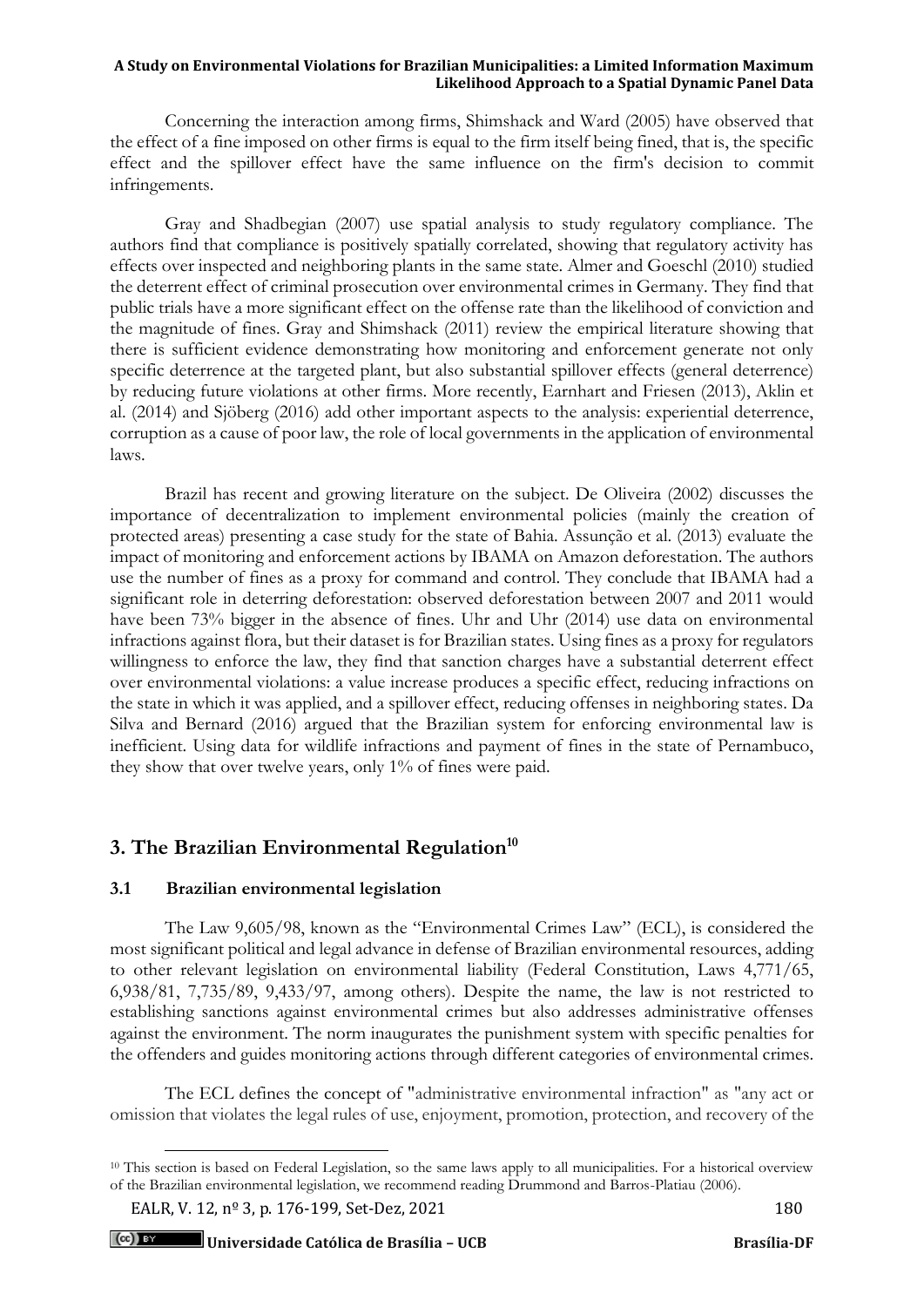Concerning the interaction among firms, Shimshack and Ward (2005) have observed that the effect of a fine imposed on other firms is equal to the firm itself being fined, that is, the specific effect and the spillover effect have the same influence on the firm's decision to commit infringements.

Gray and Shadbegian (2007) use spatial analysis to study regulatory compliance. The authors find that compliance is positively spatially correlated, showing that regulatory activity has effects over inspected and neighboring plants in the same state. Almer and Goeschl (2010) studied the deterrent effect of criminal prosecution over environmental crimes in Germany. They find that public trials have a more significant effect on the offense rate than the likelihood of conviction and the magnitude of fines. Gray and Shimshack (2011) review the empirical literature showing that there is sufficient evidence demonstrating how monitoring and enforcement generate not only specific deterrence at the targeted plant, but also substantial spillover effects (general deterrence) by reducing future violations at other firms. More recently, Earnhart and Friesen (2013), Aklin et al. (2014) and Sjöberg (2016) add other important aspects to the analysis: experiential deterrence, corruption as a cause of poor law, the role of local governments in the application of environmental laws.

Brazil has recent and growing literature on the subject. De Oliveira (2002) discusses the importance of decentralization to implement environmental policies (mainly the creation of protected areas) presenting a case study for the state of Bahia. Assunção et al. (2013) evaluate the impact of monitoring and enforcement actions by IBAMA on Amazon deforestation. The authors use the number of fines as a proxy for command and control. They conclude that IBAMA had a significant role in deterring deforestation: observed deforestation between 2007 and 2011 would have been 73% bigger in the absence of fines. Uhr and Uhr (2014) use data on environmental infractions against flora, but their dataset is for Brazilian states. Using fines as a proxy for regulators willingness to enforce the law, they find that sanction charges have a substantial deterrent effect over environmental violations: a value increase produces a specific effect, reducing infractions on the state in which it was applied, and a spillover effect, reducing offenses in neighboring states. Da Silva and Bernard (2016) argued that the Brazilian system for enforcing environmental law is inefficient. Using data for wildlife infractions and payment of fines in the state of Pernambuco, they show that over twelve years, only 1% of fines were paid.

## 3. The Brazilian Environmental Regulation[10]

### 3.1 Brazilian environmental legislation

The Law 9,605/98, known as the "Environmental Crimes Law" (ECL), is considered the most significant political and legal advance in defense of Brazilian environmental resources, adding to other relevant legislation on environmental liability (Federal Constitution, Laws 4,771/65, 6,938/81, 7,735/89, 9,433/97, among others). Despite the name, the law is not restricted to establishing sanctions against environmental crimes but also addresses administrative offenses against the environment. The norm inaugurates the punishment system with specific penalties for the offenders and guides monitoring actions through different categories of environmental crimes.

The ECL defines the concept of "administrative environmental infraction" as "any act or omission that violates the legal rules of use, enjoyment, promotion, protection, and recovery of the

[10] This section is based on Federal Legislation, so the same laws apply to all municipalities. For a historical overview of the Brazilian environmental legislation, we recommend reading Drummond and Barros-Platiau (2006).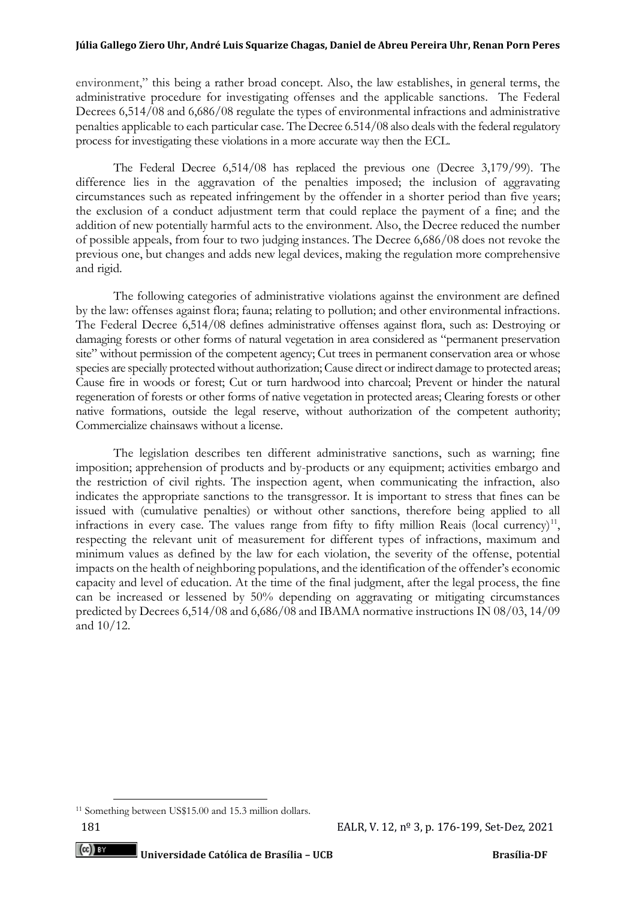environment," this being a rather broad concept. Also, the law establishes, in general terms, the administrative procedure for investigating offenses and the applicable sanctions. The Federal Decrees 6,514/08 and 6,686/08 regulate the types of environmental infractions and administrative penalties applicable to each particular case. The Decree 6.514/08 also deals with the federal regulatory process for investigating these violations in a more accurate way then the ECL.

The Federal Decree 6,514/08 has replaced the previous one (Decree 3,179/99). The difference lies in the aggravation of the penalties imposed; the inclusion of aggravating circumstances such as repeated infringement by the offender in a shorter period than five years; the exclusion of a conduct adjustment term that could replace the payment of a fine; and the addition of new potentially harmful acts to the environment. Also, the Decree reduced the number of possible appeals, from four to two judging instances. The Decree 6,686/08 does not revoke the previous one, but changes and adds new legal devices, making the regulation more comprehensive and rigid.

The following categories of administrative violations against the environment are defined by the law: offenses against flora; fauna; relating to pollution; and other environmental infractions. The Federal Decree 6,514/08 defines administrative offenses against flora, such as: Destroying or damaging forests or other forms of natural vegetation in area considered as "permanent preservation site" without permission of the competent agency; Cut trees in permanent conservation area or whose species are specially protected without authorization; Cause direct or indirect damage to protected areas; Cause fire in woods or forest; Cut or turn hardwood into charcoal; Prevent or hinder the natural regeneration of forests or other forms of native vegetation in protected areas; Clearing forests or other native formations, outside the legal reserve, without authorization of the competent authority; Commercialize chainsaws without a license.

The legislation describes ten different administrative sanctions, such as warning; fine imposition; apprehension of products and by-products or any equipment; activities embargo and the restriction of civil rights. The inspection agent, when communicating the infraction, also indicates the appropriate sanctions to the transgressor. It is important to stress that fines can be issued with (cumulative penalties) or without other sanctions, therefore being applied to all infractions in every case. The values range from fifty to fifty million Reais (local currency)[11], respecting the relevant unit of measurement for different types of infractions, maximum and minimum values as defined by the law for each violation, the severity of the offense, potential impacts on the health of neighboring populations, and the identification of the offender's economic capacity and level of education. At the time of the final judgment, after the legal process, the fine can be increased or lessened by 50% depending on aggravating or mitigating circumstances predicted by Decrees 6,514/08 and 6,686/08 and IBAMA normative instructions IN 08/03, 14/09 and 10/12.

[11] Something between US$15.00 and 15.3 million dollars.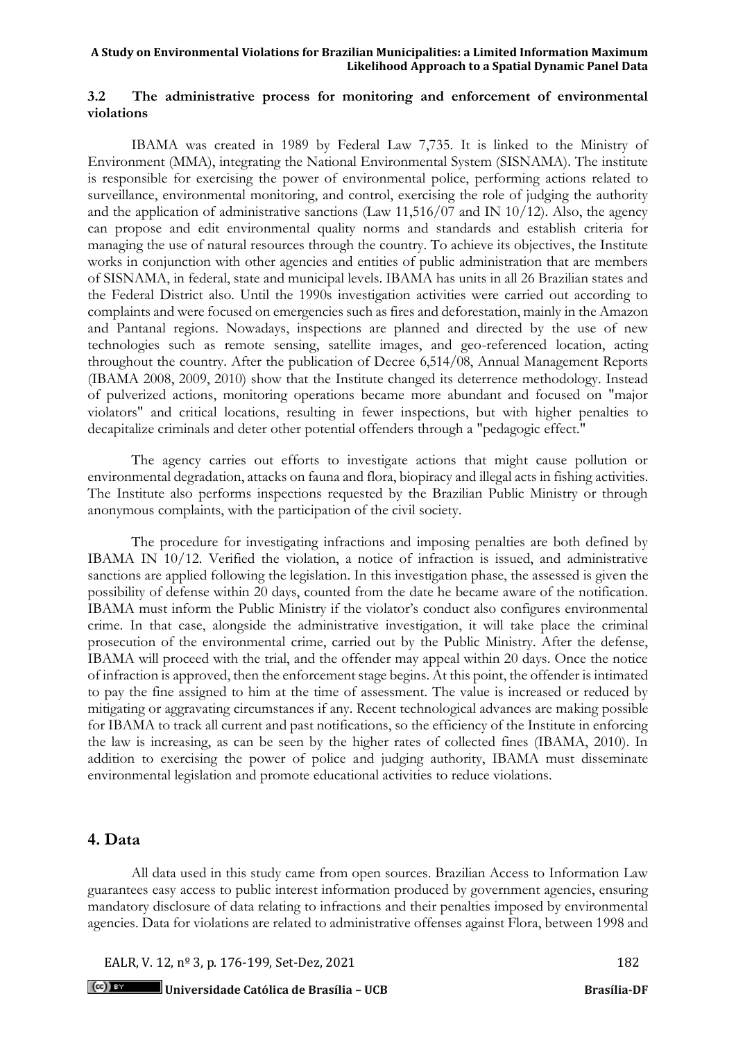### 3.2 The administrative process for monitoring and enforcement of environmental violations

IBAMA was created in 1989 by Federal Law 7,735. It is linked to the Ministry of Environment (MMA), integrating the National Environmental System (SISNAMA). The institute is responsible for exercising the power of environmental police, performing actions related to surveillance, environmental monitoring, and control, exercising the role of judging the authority and the application of administrative sanctions (Law 11,516/07 and IN 10/12). Also, the agency can propose and edit environmental quality norms and standards and establish criteria for managing the use of natural resources through the country. To achieve its objectives, the Institute works in conjunction with other agencies and entities of public administration that are members of SISNAMA, in federal, state and municipal levels. IBAMA has units in all 26 Brazilian states and the Federal District also. Until the 1990s investigation activities were carried out according to complaints and were focused on emergencies such as fires and deforestation, mainly in the Amazon and Pantanal regions. Nowadays, inspections are planned and directed by the use of new technologies such as remote sensing, satellite images, and geo-referenced location, acting throughout the country. After the publication of Decree 6,514/08, Annual Management Reports (IBAMA 2008, 2009, 2010) show that the Institute changed its deterrence methodology. Instead of pulverized actions, monitoring operations became more abundant and focused on "major violators" and critical locations, resulting in fewer inspections, but with higher penalties to decapitalize criminals and deter other potential offenders through a "pedagogic effect."

The agency carries out efforts to investigate actions that might cause pollution or environmental degradation, attacks on fauna and flora, biopiracy and illegal acts in fishing activities. The Institute also performs inspections requested by the Brazilian Public Ministry or through anonymous complaints, with the participation of the civil society.

The procedure for investigating infractions and imposing penalties are both defined by IBAMA IN 10/12. Verified the violation, a notice of infraction is issued, and administrative sanctions are applied following the legislation. In this investigation phase, the assessed is given the possibility of defense within 20 days, counted from the date he became aware of the notification. IBAMA must inform the Public Ministry if the violator's conduct also configures environmental crime. In that case, alongside the administrative investigation, it will take place the criminal prosecution of the environmental crime, carried out by the Public Ministry. After the defense, IBAMA will proceed with the trial, and the offender may appeal within 20 days. Once the notice of infraction is approved, then the enforcement stage begins. At this point, the offender is intimated to pay the fine assigned to him at the time of assessment. The value is increased or reduced by mitigating or aggravating circumstances if any. Recent technological advances are making possible for IBAMA to track all current and past notifications, so the efficiency of the Institute in enforcing the law is increasing, as can be seen by the higher rates of collected fines (IBAMA, 2010). In addition to exercising the power of police and judging authority, IBAMA must disseminate environmental legislation and promote educational activities to reduce violations.

## 4. Data

All data used in this study came from open sources. Brazilian Access to Information Law guarantees easy access to public interest information produced by government agencies, ensuring mandatory disclosure of data relating to infractions and their penalties imposed by environmental agencies. Data for violations are related to administrative offenses against Flora, between 1998 and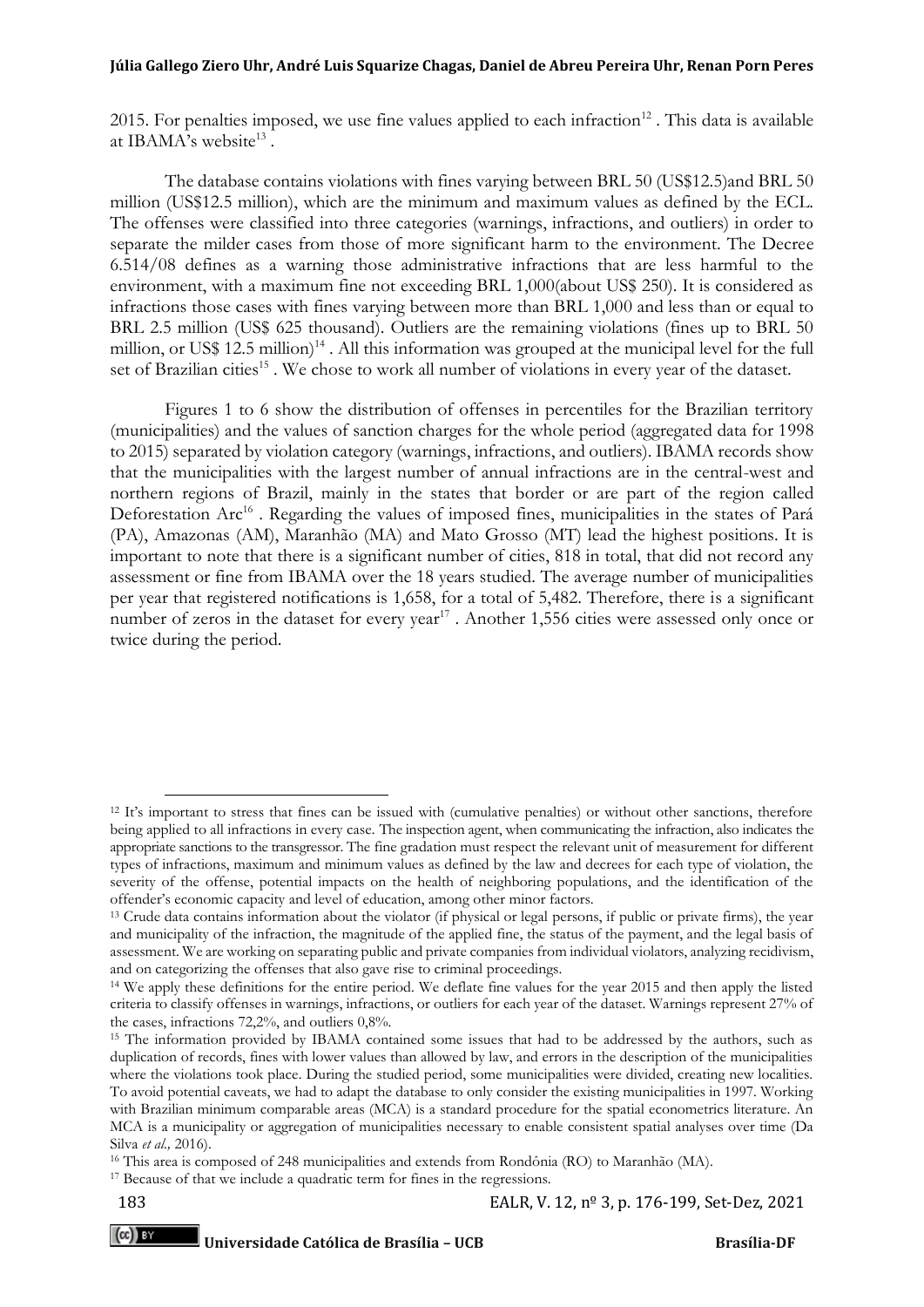2015. For penalties imposed, we use fine values applied to each infraction[12] . This data is available at IBAMA's website[13] .

The database contains violations with fines varying between BRL 50 (US$12.5)and BRL 50 million (US$12.5 million), which are the minimum and maximum values as defined by the ECL. The offenses were classified into three categories (warnings, infractions, and outliers) in order to separate the milder cases from those of more significant harm to the environment. The Decree 6.514/08 defines as a warning those administrative infractions that are less harmful to the environment, with a maximum fine not exceeding BRL 1,000(about US$ 250). It is considered as infractions those cases with fines varying between more than BRL 1,000 and less than or equal to BRL 2.5 million (US$ 625 thousand). Outliers are the remaining violations (fines up to BRL 50 million, or US$ 12.5 million)[14] . All this information was grouped at the municipal level for the full set of Brazilian cities[15] . We chose to work all number of violations in every year of the dataset.

Figures 1 to 6 show the distribution of offenses in percentiles for the Brazilian territory (municipalities) and the values of sanction charges for the whole period (aggregated data for 1998 to 2015) separated by violation category (warnings, infractions, and outliers). IBAMA records show that the municipalities with the largest number of annual infractions are in the central-west and northern regions of Brazil, mainly in the states that border or are part of the region called Deforestation Arc[16] . Regarding the values of imposed fines, municipalities in the states of Pará (PA), Amazonas (AM), Maranhão (MA) and Mato Grosso (MT) lead the highest positions. It is important to note that there is a significant number of cities, 818 in total, that did not record any assessment or fine from IBAMA over the 18 years studied. The average number of municipalities per year that registered notifications is 1,658, for a total of 5,482. Therefore, there is a significant number of zeros in the dataset for every year[17] . Another 1,556 cities were assessed only once or twice during the period.

---

[12] It's important to stress that fines can be issued with (cumulative penalties) or without other sanctions, therefore being applied to all infractions in every case. The inspection agent, when communicating the infraction, also indicates the appropriate sanctions to the transgressor. The fine gradation must respect the relevant unit of measurement for different types of infractions, maximum and minimum values as defined by the law and decrees for each type of violation, the severity of the offense, potential impacts on the health of neighboring populations, and the identification of the offender's economic capacity and level of education, among other minor factors.

[13] Crude data contains information about the violator (if physical or legal persons, if public or private firms), the year and municipality of the infraction, the magnitude of the applied fine, the status of the payment, and the legal basis of assessment. We are working on separating public and private companies from individual violators, analyzing recidivism, and on categorizing the offenses that also gave rise to criminal proceedings.

[14] We apply these definitions for the entire period. We deflate fine values for the year 2015 and then apply the listed criteria to classify offenses in warnings, infractions, or outliers for each year of the dataset. Warnings represent 27% of the cases, infractions 72,2%, and outliers 0,8%.

[15] The information provided by IBAMA contained some issues that had to be addressed by the authors, such as duplication of records, fines with lower values than allowed by law, and errors in the description of the municipalities where the violations took place. During the studied period, some municipalities were divided, creating new localities. To avoid potential caveats, we had to adapt the database to only consider the existing municipalities in 1997. Working with Brazilian minimum comparable areas (MCA) is a standard procedure for the spatial econometrics literature. An MCA is a municipality or aggregation of municipalities necessary to enable consistent spatial analyses over time (Da Silva *et al.,* 2016).

[16] This area is composed of 248 municipalities and extends from Rondônia (RO) to Maranhão (MA).

[17] Because of that we include a quadratic term for fines in the regressions.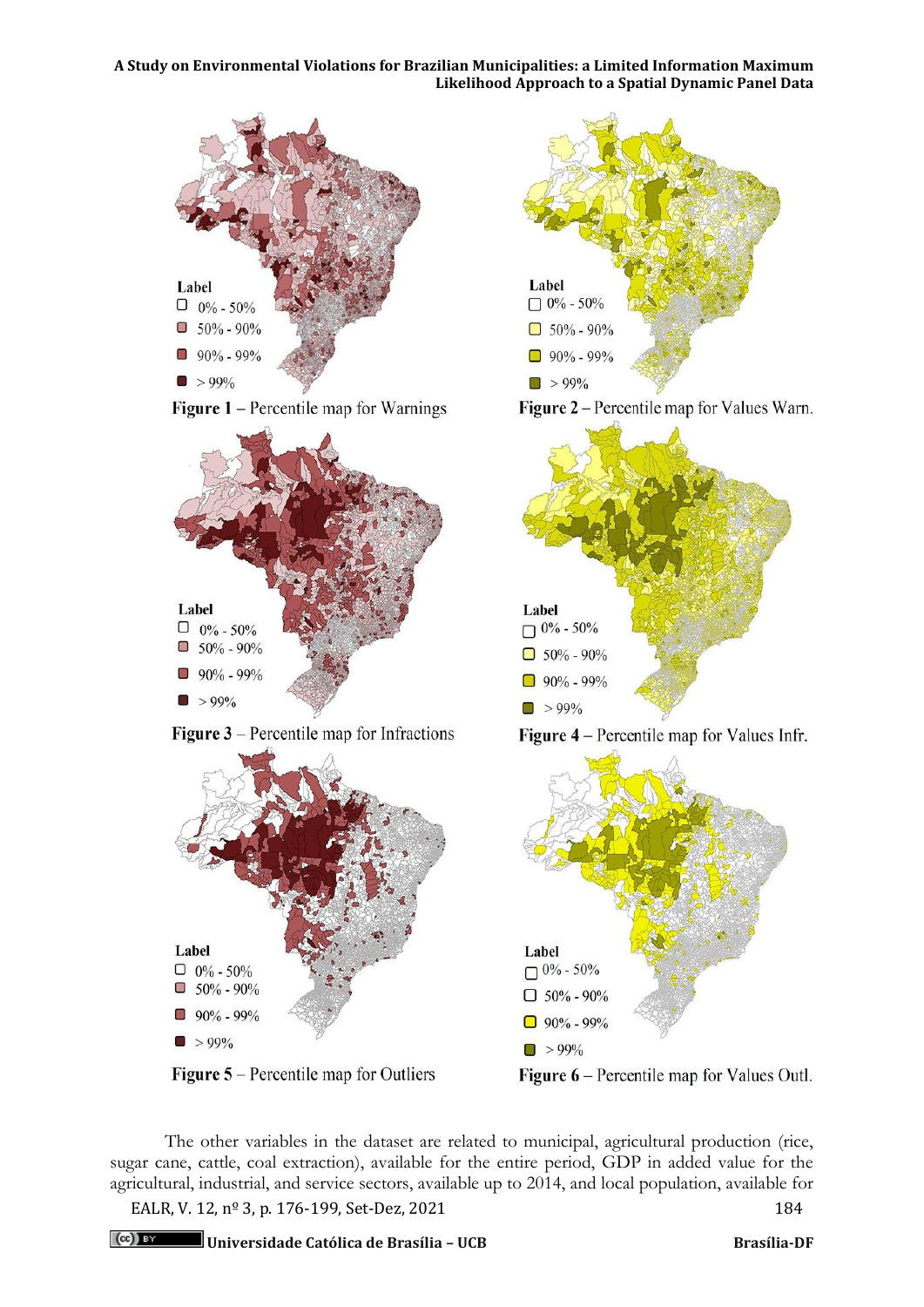Label
- 0% - 50%
- 50% - 90%
- 90% - 99%
- > 99%

**Figure 1** – Percentile map for Warnings

Label
- 0% - 50%
- 50% - 90%
- 90% - 99%
- > 99%

**Figure 2** – Percentile map for Values Warn.

Label
- 0% - 50%
- 50% - 90%
- 90% - 99%
- > 99%

**Figure 3** – Percentile map for Infractions

Label
- 0% - 50%
- 50% - 90%
- 90% - 99%
- > 99%

**Figure 4** – Percentile map for Values Infr.

Label
- 0% - 50%
- 50% - 90%
- 90% - 99%
- > 99%

**Figure 5** – Percentile map for Outliers

Label
- 0% - 50%
- 50% - 90%
- 90% - 99%
- > 99%

**Figure 6** – Percentile map for Values Outl.

The other variables in the dataset are related to municipal, agricultural production (rice, sugar cane, cattle, coal extraction), available for the entire period, GDP in added value for the agricultural, industrial, and service sectors, available up to 2014, and local population, available for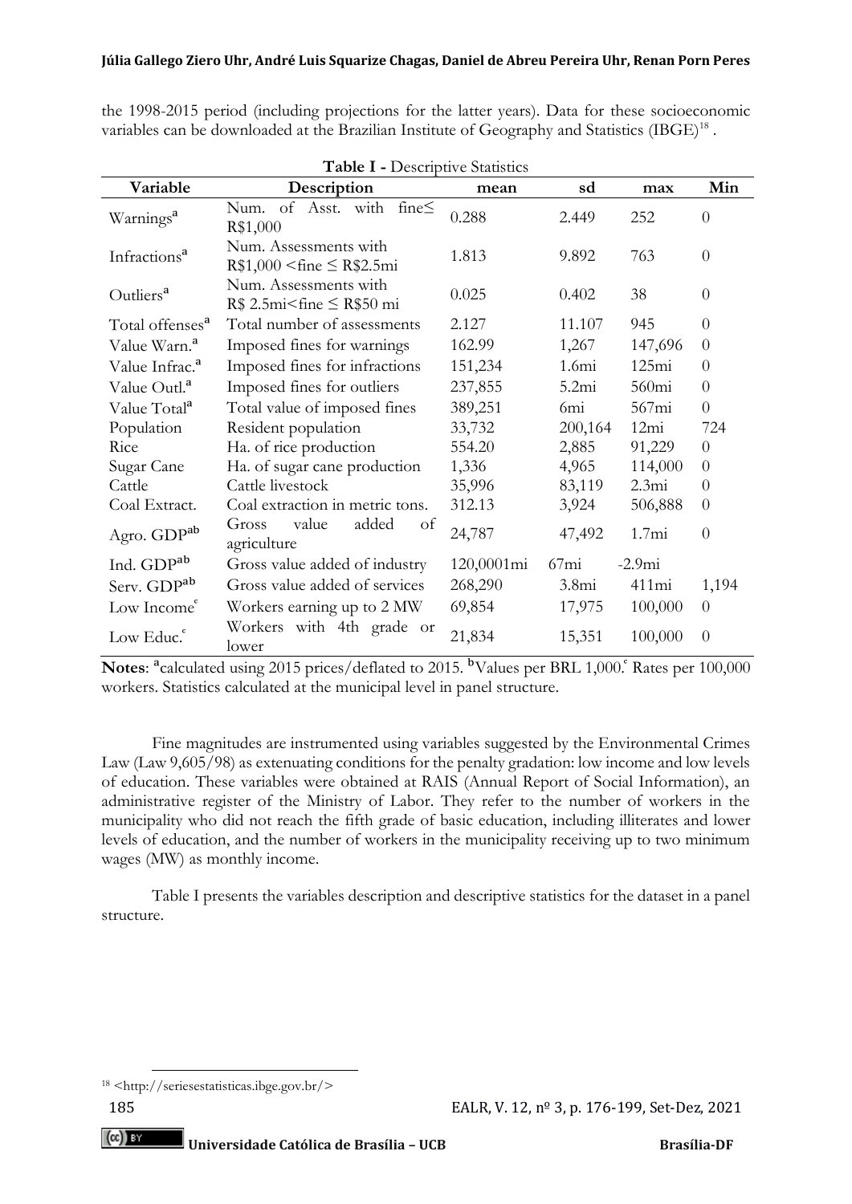the 1998-2015 period (including projections for the latter years). Data for these socioeconomic variables can be downloaded at the Brazilian Institute of Geography and Statistics (IBGE)[18] .

**Table I -** Descriptive Statistics

| Variable | Description | mean | sd | max | Min |
|---|---|---|---|---|---|
| Warnings[a] | Num. of Asst. with fine≤ R$1,000 | 0.288 | 2.449 | 252 | 0 |
| Infractions[a] | Num. Assessments with R$1,000 <fine ≤ R$2.5mi | 1.813 | 9.892 | 763 | 0 |
| Outliers[a] | Num. Assessments with R$ 2.5mi<fine ≤ R$50 mi | 0.025 | 0.402 | 38 | 0 |
| Total offenses[a] | Total number of assessments | 2.127 | 11.107 | 945 | 0 |
| Value Warn.[a] | Imposed fines for warnings | 162.99 | 1,267 | 147,696 | 0 |
| Value Infrac.[a] | Imposed fines for infractions | 151,234 | 1.6mi | 125mi | 0 |
| Value Outl.[a] | Imposed fines for outliers | 237,855 | 5.2mi | 560mi | 0 |
| Value Total[a] | Total value of imposed fines | 389,251 | 6mi | 567mi | 0 |
| Population | Resident population | 33,732 | 200,164 | 12mi | 724 |
| Rice | Ha. of rice production | 554.20 | 2,885 | 91,229 | 0 |
| Sugar Cane | Ha. of sugar cane production | 1,336 | 4,965 | 114,000 | 0 |
| Cattle | Cattle livestock | 35,996 | 83,119 | 2.3mi | 0 |
| Coal Extract. | Coal extraction in metric tons. | 312.13 | 3,924 | 506,888 | 0 |
| Agro. GDP[ab] | Gross value added of agriculture | 24,787 | 47,492 | 1.7mi | 0 |
| Ind. GDP[ab] | Gross value added of industry | 120,0001mi | 67mi | -2.9mi | |
| Serv. GDP[ab] | Gross value added of services | 268,290 | 3.8mi | 411mi | 1,194 |
| Low Income[c] | Workers earning up to 2 MW | 69,854 | 17,975 | 100,000 | 0 |
| Low Educ.[c] | Workers with 4th grade or lower | 21,834 | 15,351 | 100,000 | 0 |

**Notes**: [a]calculated using 2015 prices/deflated to 2015. [b]Values per BRL 1,000.[c] Rates per 100,000 workers. Statistics calculated at the municipal level in panel structure.

Fine magnitudes are instrumented using variables suggested by the Environmental Crimes Law (Law 9,605/98) as extenuating conditions for the penalty gradation: low income and low levels of education. These variables were obtained at RAIS (Annual Report of Social Information), an administrative register of the Ministry of Labor. They refer to the number of workers in the municipality who did not reach the fifth grade of basic education, including illiterates and lower levels of education, and the number of workers in the municipality receiving up to two minimum wages (MW) as monthly income.

Table I presents the variables description and descriptive statistics for the dataset in a panel structure.

[18] <http://seriesestatisticas.ibge.gov.br/>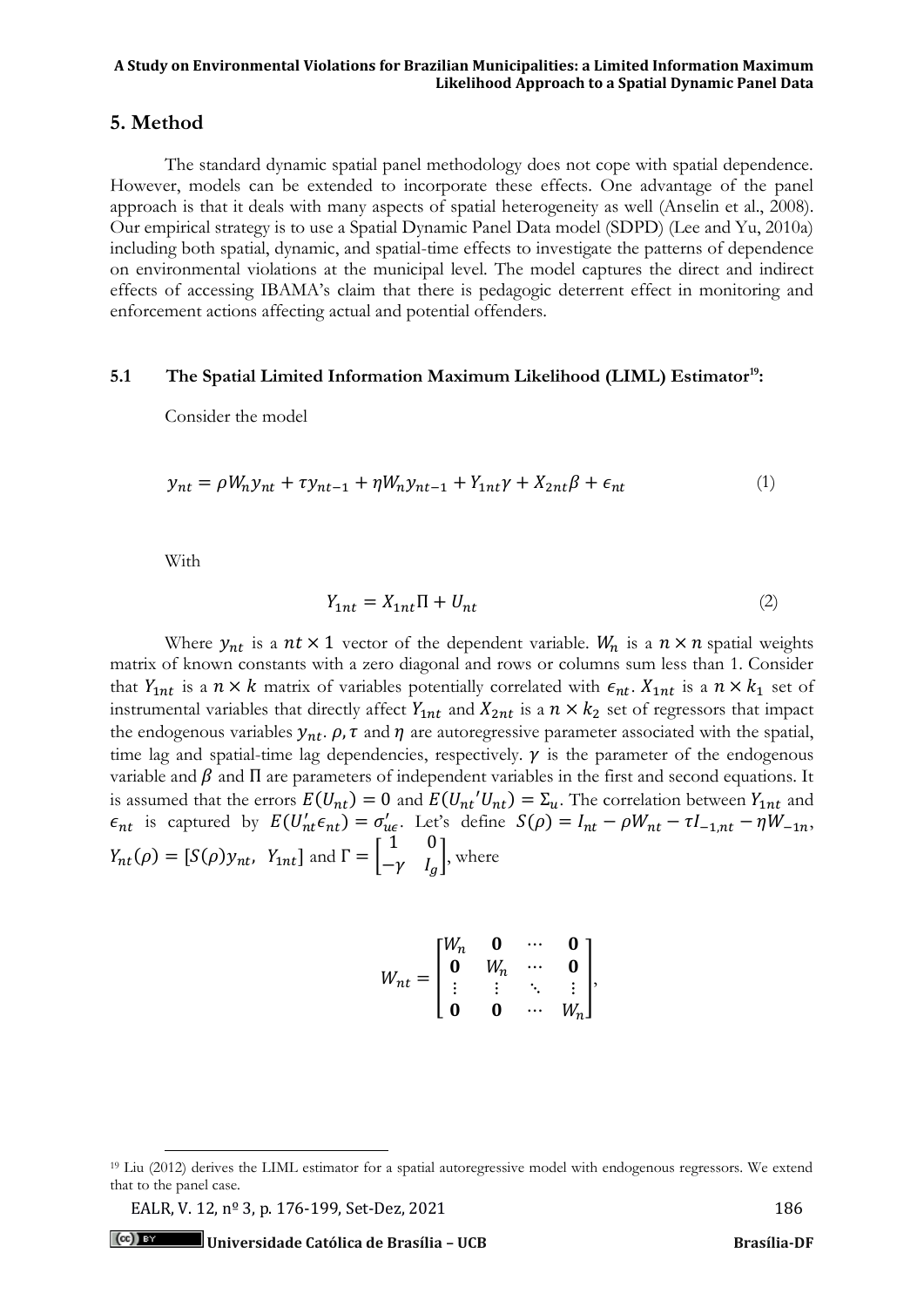## 5. Method

The standard dynamic spatial panel methodology does not cope with spatial dependence. However, models can be extended to incorporate these effects. One advantage of the panel approach is that it deals with many aspects of spatial heterogeneity as well (Anselin et al., 2008). Our empirical strategy is to use a Spatial Dynamic Panel Data model (SDPD) (Lee and Yu, 2010a) including both spatial, dynamic, and spatial-time effects to investigate the patterns of dependence on environmental violations at the municipal level. The model captures the direct and indirect effects of accessing IBAMA's claim that there is pedagogic deterrent effect in monitoring and enforcement actions affecting actual and potential offenders.

### 5.1 The Spatial Limited Information Maximum Likelihood (LIML) Estimator[19]:

Consider the model

$$y_{nt} = \rho W_n y_{nt} + \tau y_{nt-1} + \eta W_n y_{nt-1} + Y_{1nt}\gamma + X_{2nt}\beta + \epsilon_{nt} \tag{1}$$

With

$$Y_{1nt} = X_{1nt}\Pi + U_{nt} \tag{2}$$

Where $y_{nt}$ is a $nt \times 1$ vector of the dependent variable. $W_n$ is a $n \times n$ spatial weights matrix of known constants with a zero diagonal and rows or columns sum less than 1. Consider that $Y_{1nt}$ is a $n \times k$ matrix of variables potentially correlated with $\epsilon_{nt}$. $X_{1nt}$ is a $n \times k_1$ set of instrumental variables that directly affect $Y_{1nt}$ and $X_{2nt}$ is a $n \times k_2$ set of regressors that impact the endogenous variables $y_{nt}$. $\rho, \tau$ and $\eta$ are autoregressive parameter associated with the spatial, time lag and spatial-time lag dependencies, respectively. $\gamma$ is the parameter of the endogenous variable and $\beta$ and $\Pi$ are parameters of independent variables in the first and second equations. It is assumed that the errors $E(U_{nt}) = 0$ and $E(U_{nt}{}'U_{nt}) = \Sigma_u$. The correlation between $Y_{1nt}$ and $\epsilon_{nt}$ is captured by $E(U_{nt}'\epsilon_{nt}) = \sigma_{u\epsilon}'$. Let's define $S(\rho) = I_{nt} - \rho W_{nt} - \tau I_{-1,nt} - \eta W_{-1n}$, $Y_{nt}(\rho) = [S(\rho)y_{nt},\ Y_{1nt}]$ and $\Gamma = \begin{bmatrix} 1 & 0 \\ -\gamma & I_g \end{bmatrix}$, where

$$W_{nt} = \begin{bmatrix} W_n & \mathbf{0} & \cdots & \mathbf{0} \\ \mathbf{0} & W_n & \cdots & \mathbf{0} \\ \vdots & \vdots & \ddots & \vdots \\ \mathbf{0} & \mathbf{0} & \cdots & W_n \end{bmatrix},$$

[19] Liu (2012) derives the LIML estimator for a spatial autoregressive model with endogenous regressors. We extend that to the panel case.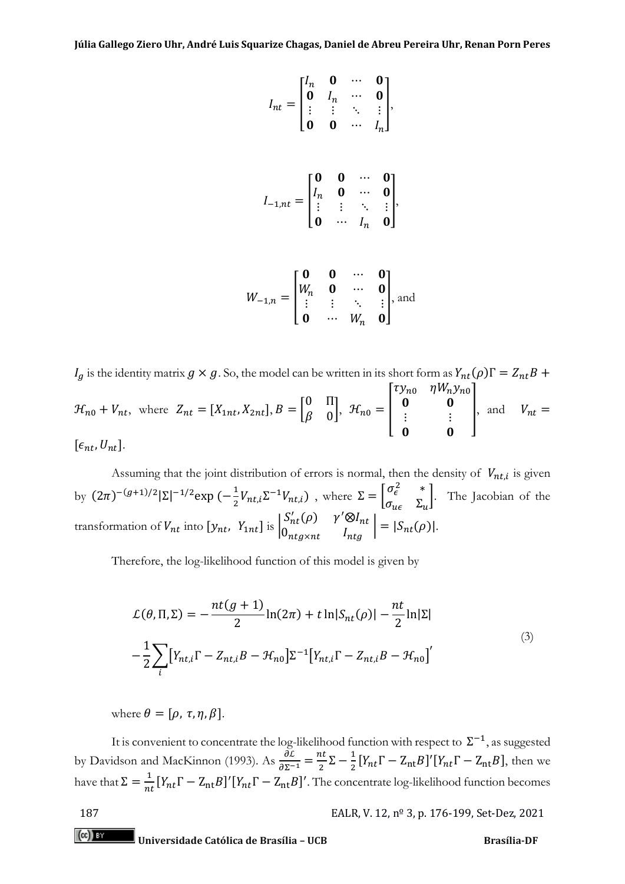$$I_{nt} = \begin{bmatrix} I_n & \mathbf{0} & \cdots & \mathbf{0} \\ \mathbf{0} & I_n & \cdots & \mathbf{0} \\ \vdots & \vdots & \ddots & \vdots \\ \mathbf{0} & \mathbf{0} & \cdots & I_n \end{bmatrix},$$

$$I_{-1,nt} = \begin{bmatrix} \mathbf{0} & \mathbf{0} & \cdots & \mathbf{0} \\ I_n & \mathbf{0} & \cdots & \mathbf{0} \\ \vdots & \vdots & \ddots & \vdots \\ \mathbf{0} & \cdots & I_n & \mathbf{0} \end{bmatrix},$$

$$W_{-1,n} = \begin{bmatrix} \mathbf{0} & \mathbf{0} & \cdots & \mathbf{0} \\ W_n & \mathbf{0} & \cdots & \mathbf{0} \\ \vdots & \vdots & \ddots & \vdots \\ \mathbf{0} & \cdots & W_n & \mathbf{0} \end{bmatrix}, \text{ and}$$

$I_g$ is the identity matrix $g \times g$. So, the model can be written in its short form as $Y_{nt}(\rho)\Gamma = Z_{nt}B + \mathcal{H}_{n0} + V_{nt}$, where $Z_{nt} = [X_{1nt}, X_{2nt}]$, $B = \begin{bmatrix} 0 & \Pi \\ \beta & 0 \end{bmatrix}$, $\mathcal{H}_{n0} = \begin{bmatrix} \tau y_{n0} & \eta W_n y_{n0} \\ \mathbf{0} & \mathbf{0} \\ \vdots & \vdots \\ \mathbf{0} & \mathbf{0} \end{bmatrix}$, and $V_{nt} = [\epsilon_{nt}, U_{nt}]$.

Assuming that the joint distribution of errors is normal, then the density of $V_{nt,i}$ is given by $(2\pi)^{-(g+1)/2}|\Sigma|^{-1/2}\exp\left(-\frac{1}{2}V_{nt,i}\Sigma^{-1}V_{nt,i}\right)$, where $\Sigma = \begin{bmatrix} \sigma_\epsilon^2 & * \\ \sigma_{u\epsilon} & \Sigma_u \end{bmatrix}$. The Jacobian of the transformation of $V_{nt}$ into $[y_{nt},\ Y_{1nt}]$ is $\begin{vmatrix} S'_{nt}(\rho) & \gamma' \otimes I_{nt} \\ 0_{ntg \times nt} & I_{ntg} \end{vmatrix} = |S_{nt}(\rho)|$.

Therefore, the log-likelihood function of this model is given by

$$\mathcal{L}(\theta, \Pi, \Sigma) = -\frac{nt(g+1)}{2}\ln(2\pi) + t\ln|S_{nt}(\rho)| - \frac{nt}{2}\ln|\Sigma| \\ -\frac{1}{2}\sum_i \left[Y_{nt,i}\Gamma - Z_{nt,i}B - \mathcal{H}_{n0}\right]\Sigma^{-1}\left[Y_{nt,i}\Gamma - Z_{nt,i}B - \mathcal{H}_{n0}\right]' \tag{3}$$

where $\theta = [\rho,\ \tau, \eta, \beta]$.

It is convenient to concentrate the log-likelihood function with respect to $\Sigma^{-1}$, as suggested by Davidson and MacKinnon (1993). As $\frac{\partial \mathcal{L}}{\partial \Sigma^{-1}} = \frac{nt}{2}\Sigma - \frac{1}{2}[Y_{nt}\Gamma - \mathrm{Z_{nt}}B]'[Y_{nt}\Gamma - \mathrm{Z_{nt}}B]$, then we have that $\Sigma = \frac{1}{nt}[Y_{nt}\Gamma - \mathrm{Z_{nt}}B]'[Y_{nt}\Gamma - \mathrm{Z_{nt}}B]'$. The concentrate log-likelihood function becomes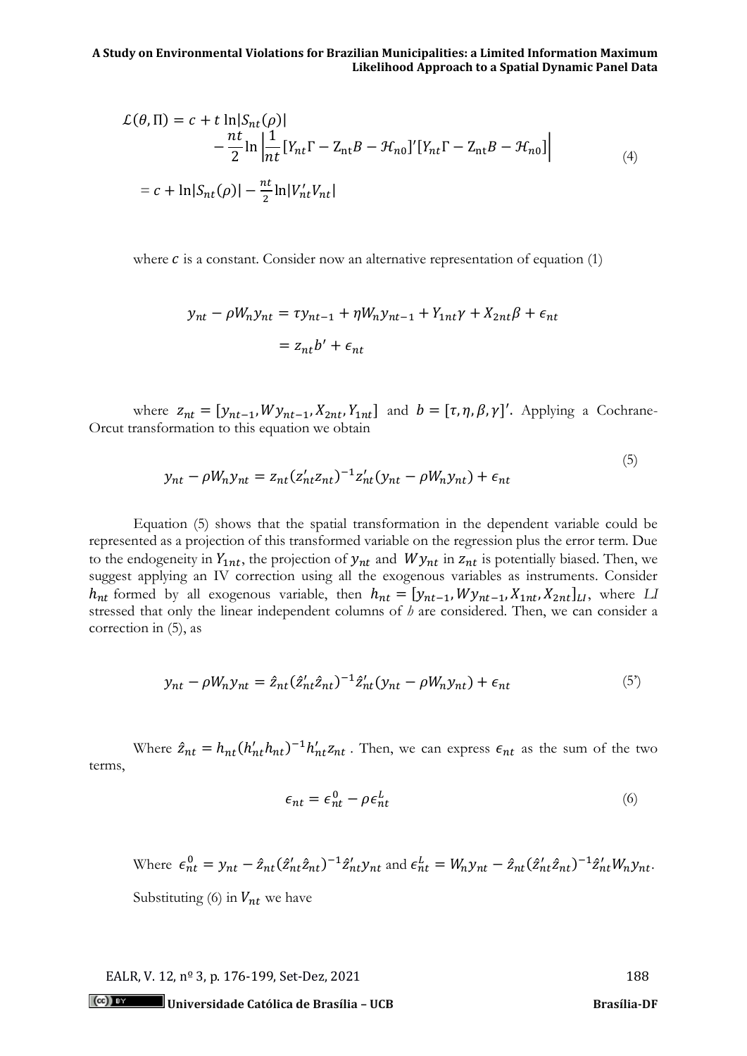$$
\begin{aligned}
\mathcal{L}(\theta, \Pi) &= c + t \ln|S_{nt}(\rho)| \\
&\quad - \frac{nt}{2} \ln \left| \frac{1}{nt} [Y_{nt}\Gamma - \mathrm{Z}_{\mathrm{nt}}B - \mathcal{H}_{n0}]'[Y_{nt}\Gamma - \mathrm{Z}_{\mathrm{nt}}B - \mathcal{H}_{n0}] \right| \\
&= c + \ln|S_{nt}(\rho)| - \frac{nt}{2} \ln|V_{nt}'V_{nt}|
\end{aligned}
\tag{4}
$$

where $c$ is a constant. Consider now an alternative representation of equation (1)

$$
\begin{aligned}
y_{nt} - \rho W_n y_{nt} &= \tau y_{nt-1} + \eta W_n y_{nt-1} + Y_{1nt}\gamma + X_{2nt}\beta + \epsilon_{nt} \\
&= z_{nt}b' + \epsilon_{nt}
\end{aligned}
$$

where $z_{nt} = [y_{nt-1}, Wy_{nt-1}, X_{2nt}, Y_{1nt}]$ and $b = [\tau, \eta, \beta, \gamma]'$. Applying a Cochrane-Orcut transformation to this equation we obtain

$$
y_{nt} - \rho W_n y_{nt} = z_{nt}(z_{nt}'z_{nt})^{-1}z_{nt}'(y_{nt} - \rho W_n y_{nt}) + \epsilon_{nt} \tag{5}
$$

Equation (5) shows that the spatial transformation in the dependent variable could be represented as a projection of this transformed variable on the regression plus the error term. Due to the endogeneity in $Y_{1nt}$, the projection of $y_{nt}$ and $Wy_{nt}$ in $z_{nt}$ is potentially biased. Then, we suggest applying an IV correction using all the exogenous variables as instruments. Consider $h_{nt}$ formed by all exogenous variable, then $h_{nt} = [y_{nt-1}, Wy_{nt-1}, X_{1nt}, X_{2nt}]_{LI}$, where *LI* stressed that only the linear independent columns of *h* are considered. Then, we can consider a correction in (5), as

$$
y_{nt} - \rho W_n y_{nt} = \hat{z}_{nt}(\hat{z}_{nt}'\hat{z}_{nt})^{-1}\hat{z}_{nt}'(y_{nt} - \rho W_n y_{nt}) + \epsilon_{nt} \tag{5'}
$$

Where $\hat{z}_{nt} = h_{nt}(h_{nt}'h_{nt})^{-1}h_{nt}'z_{nt}$. Then, we can express $\epsilon_{nt}$ as the sum of the two terms,

$$
\epsilon_{nt} = \epsilon_{nt}^{0} - \rho\epsilon_{nt}^{L} \tag{6}
$$

Where $\epsilon_{nt}^{0} = y_{nt} - \hat{z}_{nt}(\hat{z}_{nt}'\hat{z}_{nt})^{-1}\hat{z}_{nt}'y_{nt}$ and $\epsilon_{nt}^{L} = W_n y_{nt} - \hat{z}_{nt}(\hat{z}_{nt}'\hat{z}_{nt})^{-1}\hat{z}_{nt}'W_n y_{nt}$.

Substituting (6) in $V_{nt}$ we have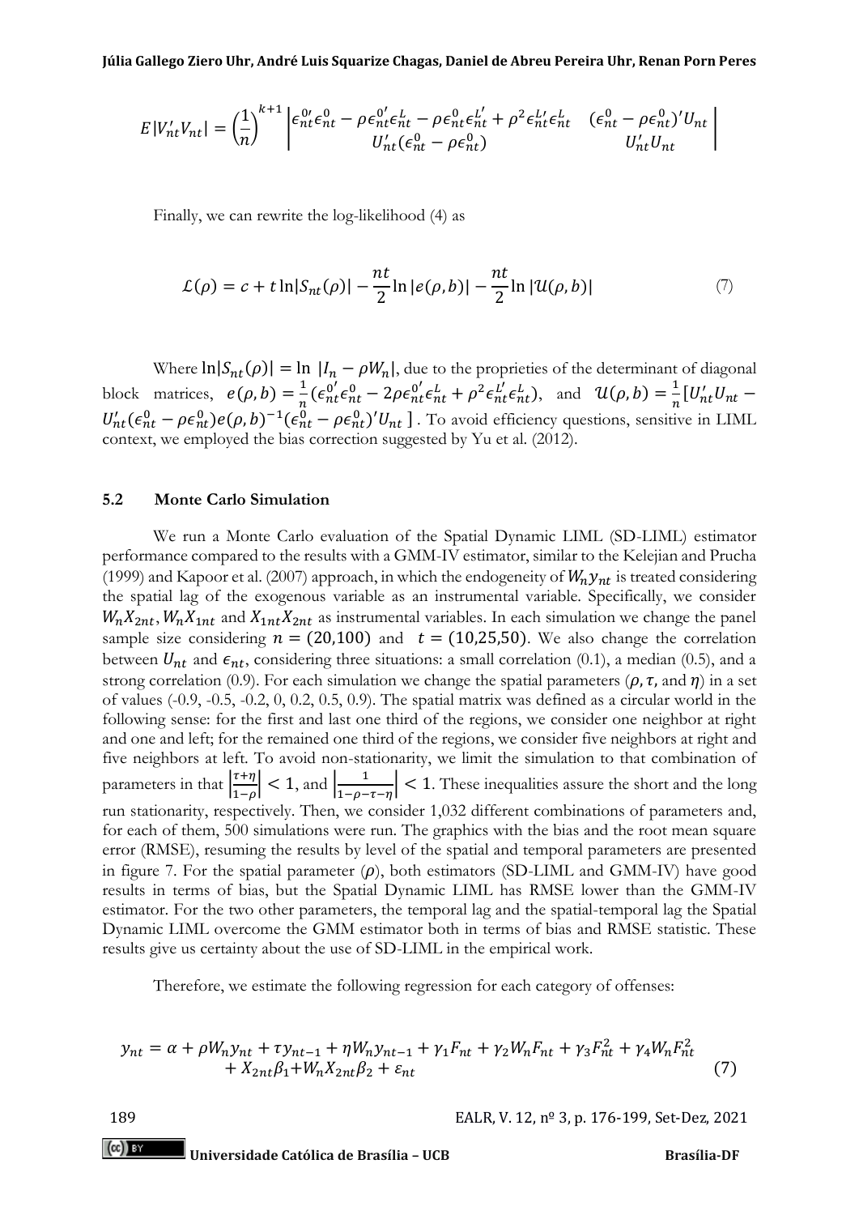$$E|V_{nt}'V_{nt}| = \left(\frac{1}{n}\right)^{k+1} \begin{vmatrix} \epsilon_{nt}^{0\prime}\epsilon_{nt}^{0} - \rho\epsilon_{nt}^{0\prime}\epsilon_{nt}^{L} - \rho\epsilon_{nt}^{0}\epsilon_{nt}^{L\prime} + \rho^2\epsilon_{nt}^{L\prime}\epsilon_{nt}^{L} & (\epsilon_{nt}^{0} - \rho\epsilon_{nt}^{0})'U_{nt} \\ U_{nt}'(\epsilon_{nt}^{0} - \rho\epsilon_{nt}^{0}) & U_{nt}'U_{nt} \end{vmatrix}$$

Finally, we can rewrite the log-likelihood (4) as

$$\mathcal{L}(\rho) = c + t\ln|S_{nt}(\rho)| - \frac{nt}{2}\ln|e(\rho,b)| - \frac{nt}{2}\ln|\mathcal{U}(\rho,b)| \tag{7}$$

Where $\ln|S_{nt}(\rho)| = \ln\ |I_n - \rho W_n|$, due to the proprieties of the determinant of diagonal block matrices, $e(\rho,b) = \frac{1}{n}(\epsilon_{nt}^{0\prime}\epsilon_{nt}^{0} - 2\rho\epsilon_{nt}^{0\prime}\epsilon_{nt}^{L} + \rho^2\epsilon_{nt}^{L\prime}\epsilon_{nt}^{L})$, and $\mathcal{U}(\rho,b) = \frac{1}{n}[U_{nt}'U_{nt} - U_{nt}'(\epsilon_{nt}^{0} - \rho\epsilon_{nt}^{0})e(\rho,b)^{-1}(\epsilon_{nt}^{0} - \rho\epsilon_{nt}^{0})'U_{nt}\ ]$. To avoid efficiency questions, sensitive in LIML context, we employed the bias correction suggested by Yu et al. (2012).

### 5.2 Monte Carlo Simulation

We run a Monte Carlo evaluation of the Spatial Dynamic LIML (SD-LIML) estimator performance compared to the results with a GMM-IV estimator, similar to the Kelejian and Prucha (1999) and Kapoor et al. (2007) approach, in which the endogeneity of $W_n y_{nt}$ is treated considering the spatial lag of the exogenous variable as an instrumental variable. Specifically, we consider $W_n X_{2nt}, W_n X_{1nt}$ and $X_{1nt}X_{2nt}$ as instrumental variables. In each simulation we change the panel sample size considering $n = (20{,}100)$ and $t = (10{,}25{,}50)$. We also change the correlation between $U_{nt}$ and $\epsilon_{nt}$, considering three situations: a small correlation (0.1), a median (0.5), and a strong correlation (0.9). For each simulation we change the spatial parameters ($\rho, \tau$, and $\eta$) in a set of values (-0.9, -0.5, -0.2, 0, 0.2, 0.5, 0.9). The spatial matrix was defined as a circular world in the following sense: for the first and last one third of the regions, we consider one neighbor at right and one and left; for the remained one third of the regions, we consider five neighbors at right and five neighbors at left. To avoid non-stationarity, we limit the simulation to that combination of parameters in that $\left|\frac{\tau+\eta}{1-\rho}\right| < 1$, and $\left|\frac{1}{1-\rho-\tau-\eta}\right| < 1$. These inequalities assure the short and the long run stationarity, respectively. Then, we consider 1,032 different combinations of parameters and, for each of them, 500 simulations were run. The graphics with the bias and the root mean square error (RMSE), resuming the results by level of the spatial and temporal parameters are presented in figure 7. For the spatial parameter ($\rho$), both estimators (SD-LIML and GMM-IV) have good results in terms of bias, but the Spatial Dynamic LIML has RMSE lower than the GMM-IV estimator. For the two other parameters, the temporal lag and the spatial-temporal lag the Spatial Dynamic LIML overcome the GMM estimator both in terms of bias and RMSE statistic. These results give us certainty about the use of SD-LIML in the empirical work.

Therefore, we estimate the following regression for each category of offenses:

$$y_{nt} = \alpha + \rho W_n y_{nt} + \tau y_{nt-1} + \eta W_n y_{nt-1} + \gamma_1 F_{nt} + \gamma_2 W_n F_{nt} + \gamma_3 F_{nt}^2 + \gamma_4 W_n F_{nt}^2 + X_{2nt}\beta_1 + W_n X_{2nt}\beta_2 + \varepsilon_{nt} \tag{7}$$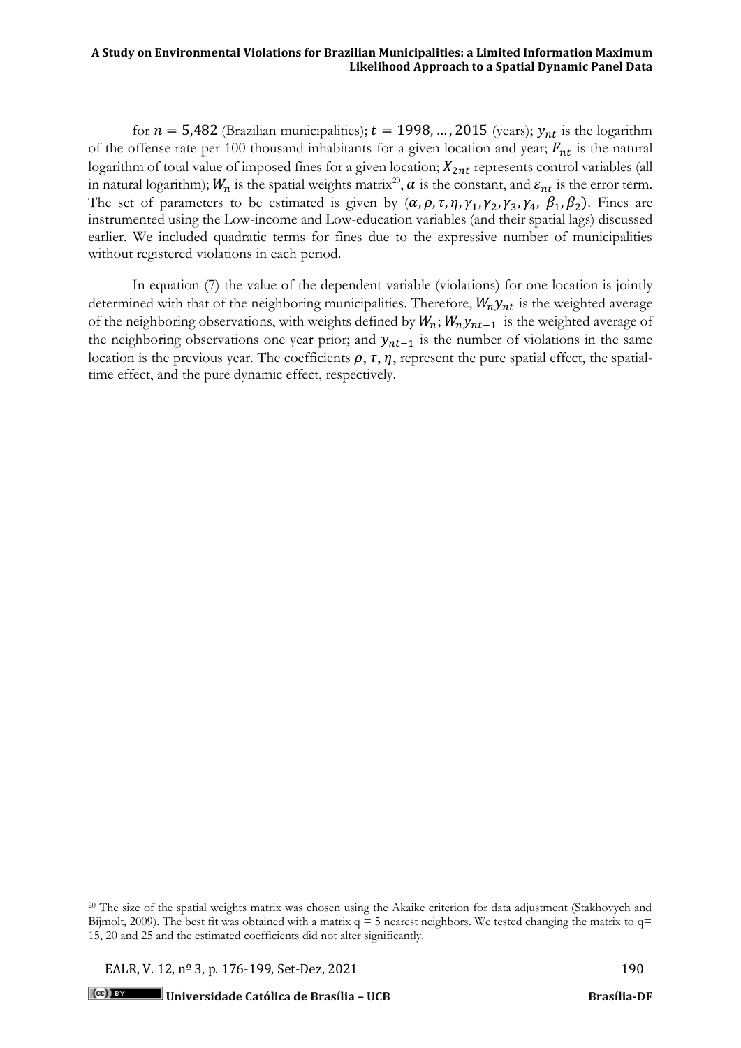for $n = 5{,}482$ (Brazilian municipalities); $t = 1998, \ldots, 2015$ (years); $y_{nt}$ is the logarithm of the offense rate per 100 thousand inhabitants for a given location and year; $F_{nt}$ is the natural logarithm of total value of imposed fines for a given location; $X_{2nt}$ represents control variables (all in natural logarithm); $W_n$ is the spatial weights matrix[20], $\alpha$ is the constant, and $\varepsilon_{nt}$ is the error term. The set of parameters to be estimated is given by $(\alpha, \rho, \tau, \eta, \gamma_1, \gamma_2, \gamma_3, \gamma_4, \beta_1, \beta_2)$. Fines are instrumented using the Low-income and Low-education variables (and their spatial lags) discussed earlier. We included quadratic terms for fines due to the expressive number of municipalities without registered violations in each period.

In equation (7) the value of the dependent variable (violations) for one location is jointly determined with that of the neighboring municipalities. Therefore, $W_n y_{nt}$ is the weighted average of the neighboring observations, with weights defined by $W_n$; $W_n y_{nt-1}$ is the weighted average of the neighboring observations one year prior; and $y_{nt-1}$ is the number of violations in the same location is the previous year. The coefficients $\rho, \tau, \eta$, represent the pure spatial effect, the spatial-time effect, and the pure dynamic effect, respectively.

[20] The size of the spatial weights matrix was chosen using the Akaike criterion for data adjustment (Stakhovych and Bijmolt, 2009). The best fit was obtained with a matrix q = 5 nearest neighbors. We tested changing the matrix to q= 15, 20 and 25 and the estimated coefficients did not alter significantly.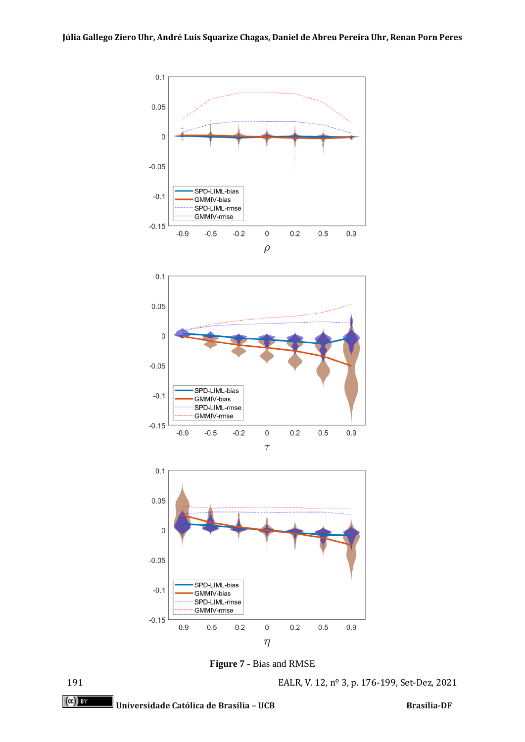**Figure 7** - Bias and RMSE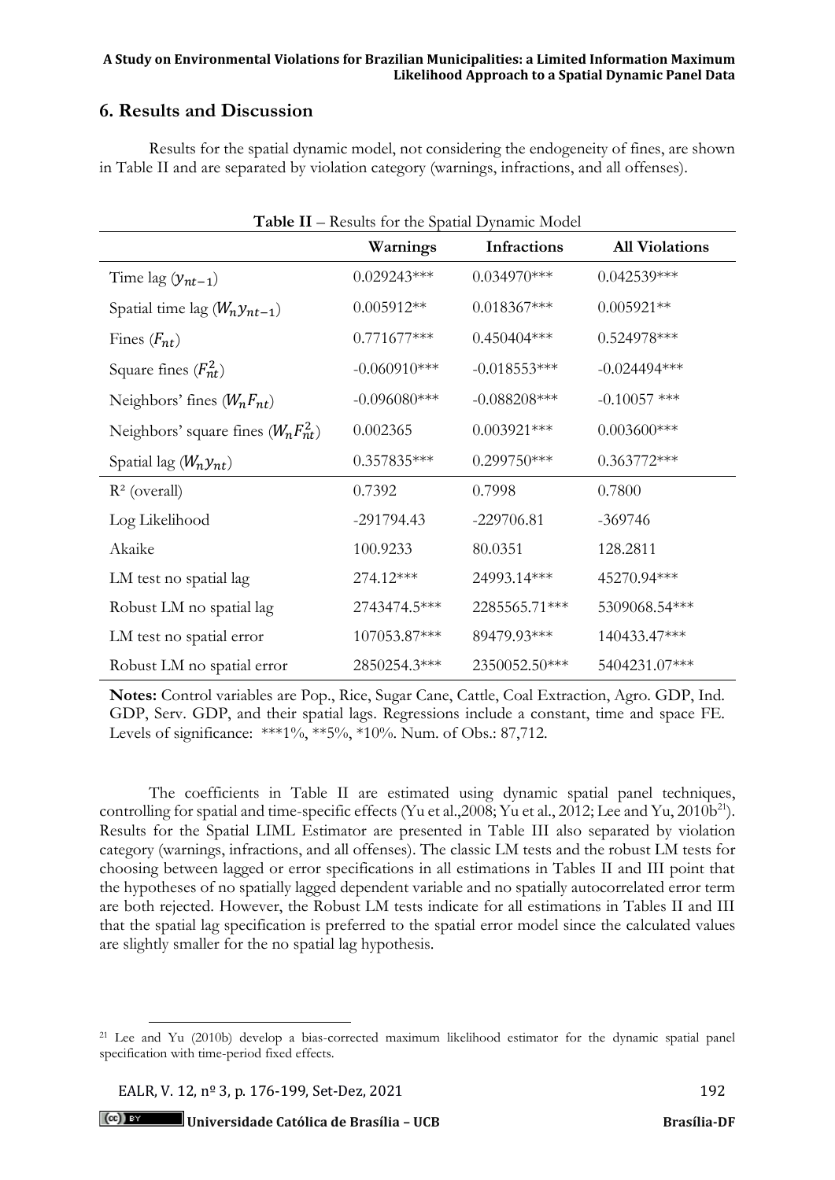## 6. Results and Discussion

Results for the spatial dynamic model, not considering the endogeneity of fines, are shown in Table II and are separated by violation category (warnings, infractions, and all offenses).

**Table II** – Results for the Spatial Dynamic Model

| | Warnings | Infractions | All Violations |
|---|---|---|---|
| Time lag ($y_{nt-1}$) | 0.029243*** | 0.034970*** | 0.042539*** |
| Spatial time lag ($W_n y_{nt-1}$) | 0.005912** | 0.018367*** | 0.005921** |
| Fines ($F_{nt}$) | 0.771677*** | 0.450404*** | 0.524978*** |
| Square fines ($F_{nt}^2$) | -0.060910*** | -0.018553*** | -0.024494*** |
| Neighbors' fines ($W_n F_{nt}$) | -0.096080*** | -0.088208*** | -0.10057 *** |
| Neighbors' square fines ($W_n F_{nt}^2$) | 0.002365 | 0.003921*** | 0.003600*** |
| Spatial lag ($W_n y_{nt}$) | 0.357835*** | 0.299750*** | 0.363772*** |
| $R^2$ (overall) | 0.7392 | 0.7998 | 0.7800 |
| Log Likelihood | -291794.43 | -229706.81 | -369746 |
| Akaike | 100.9233 | 80.0351 | 128.2811 |
| LM test no spatial lag | 274.12*** | 24993.14*** | 45270.94*** |
| Robust LM no spatial lag | 2743474.5*** | 2285565.71*** | 5309068.54*** |
| LM test no spatial error | 107053.87*** | 89479.93*** | 140433.47*** |
| Robust LM no spatial error | 2850254.3*** | 2350052.50*** | 5404231.07*** |

**Notes:** Control variables are Pop., Rice, Sugar Cane, Cattle, Coal Extraction, Agro. GDP, Ind. GDP, Serv. GDP, and their spatial lags. Regressions include a constant, time and space FE. Levels of significance: ***1%, **5%, *10%. Num. of Obs.: 87,712.

The coefficients in Table II are estimated using dynamic spatial panel techniques, controlling for spatial and time-specific effects (Yu et al.,2008; Yu et al., 2012; Lee and Yu, 2010b[21]). Results for the Spatial LIML Estimator are presented in Table III also separated by violation category (warnings, infractions, and all offenses). The classic LM tests and the robust LM tests for choosing between lagged or error specifications in all estimations in Tables II and III point that the hypotheses of no spatially lagged dependent variable and no spatially autocorrelated error term are both rejected. However, the Robust LM tests indicate for all estimations in Tables II and III that the spatial lag specification is preferred to the spatial error model since the calculated values are slightly smaller for the no spatial lag hypothesis.

[21] Lee and Yu (2010b) develop a bias-corrected maximum likelihood estimator for the dynamic spatial panel specification with time-period fixed effects.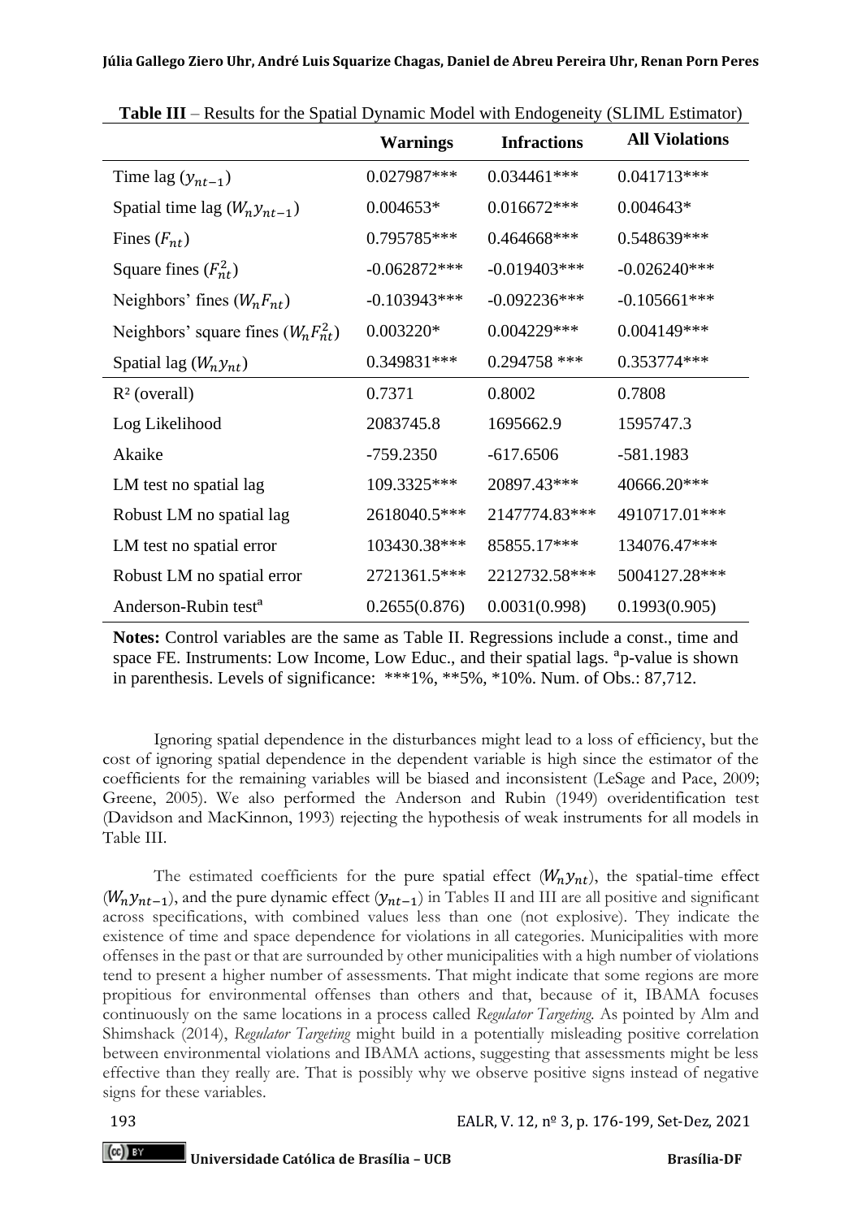**Table III** – Results for the Spatial Dynamic Model with Endogeneity (SLIML Estimator)

| | Warnings | Infractions | All Violations |
|---|---|---|---|
| Time lag ($y_{nt-1}$) | 0.027987*** | 0.034461*** | 0.041713*** |
| Spatial time lag ($W_n y_{nt-1}$) | 0.004653* | 0.016672*** | 0.004643* |
| Fines ($F_{nt}$) | 0.795785*** | 0.464668*** | 0.548639*** |
| Square fines ($F_{nt}^2$) | -0.062872*** | -0.019403*** | -0.026240*** |
| Neighbors' fines ($W_n F_{nt}$) | -0.103943*** | -0.092236*** | -0.105661*** |
| Neighbors' square fines ($W_n F_{nt}^2$) | 0.003220* | 0.004229*** | 0.004149*** |
| Spatial lag ($W_n y_{nt}$) | 0.349831*** | 0.294758 *** | 0.353774*** |
| $R^2$ (overall) | 0.7371 | 0.8002 | 0.7808 |
| Log Likelihood | 2083745.8 | 1695662.9 | 1595747.3 |
| Akaike | -759.2350 | -617.6506 | -581.1983 |
| LM test no spatial lag | 109.3325*** | 20897.43*** | 40666.20*** |
| Robust LM no spatial lag | 2618040.5*** | 2147774.83*** | 4910717.01*** |
| LM test no spatial error | 103430.38*** | 85855.17*** | 134076.47*** |
| Robust LM no spatial error | 2721361.5*** | 2212732.58*** | 5004127.28*** |
| Anderson-Rubin test[a] | 0.2655(0.876) | 0.0031(0.998) | 0.1993(0.905) |

**Notes:** Control variables are the same as Table II. Regressions include a const., time and space FE. Instruments: Low Income, Low Educ., and their spatial lags. [a]p-value is shown in parenthesis. Levels of significance: ***1%, **5%, *10%. Num. of Obs.: 87,712.

Ignoring spatial dependence in the disturbances might lead to a loss of efficiency, but the cost of ignoring spatial dependence in the dependent variable is high since the estimator of the coefficients for the remaining variables will be biased and inconsistent (LeSage and Pace, 2009; Greene, 2005). We also performed the Anderson and Rubin (1949) overidentification test (Davidson and MacKinnon, 1993) rejecting the hypothesis of weak instruments for all models in Table III.

The estimated coefficients for the pure spatial effect ($W_n y_{nt}$), the spatial-time effect ($W_n y_{nt-1}$), and the pure dynamic effect ($y_{nt-1}$) in Tables II and III are all positive and significant across specifications, with combined values less than one (not explosive). They indicate the existence of time and space dependence for violations in all categories. Municipalities with more offenses in the past or that are surrounded by other municipalities with a high number of violations tend to present a higher number of assessments. That might indicate that some regions are more propitious for environmental offenses than others and that, because of it, IBAMA focuses continuously on the same locations in a process called *Regulator Targeting*. As pointed by Alm and Shimshack (2014), *Regulator Targeting* might build in a potentially misleading positive correlation between environmental violations and IBAMA actions, suggesting that assessments might be less effective than they really are. That is possibly why we observe positive signs instead of negative signs for these variables.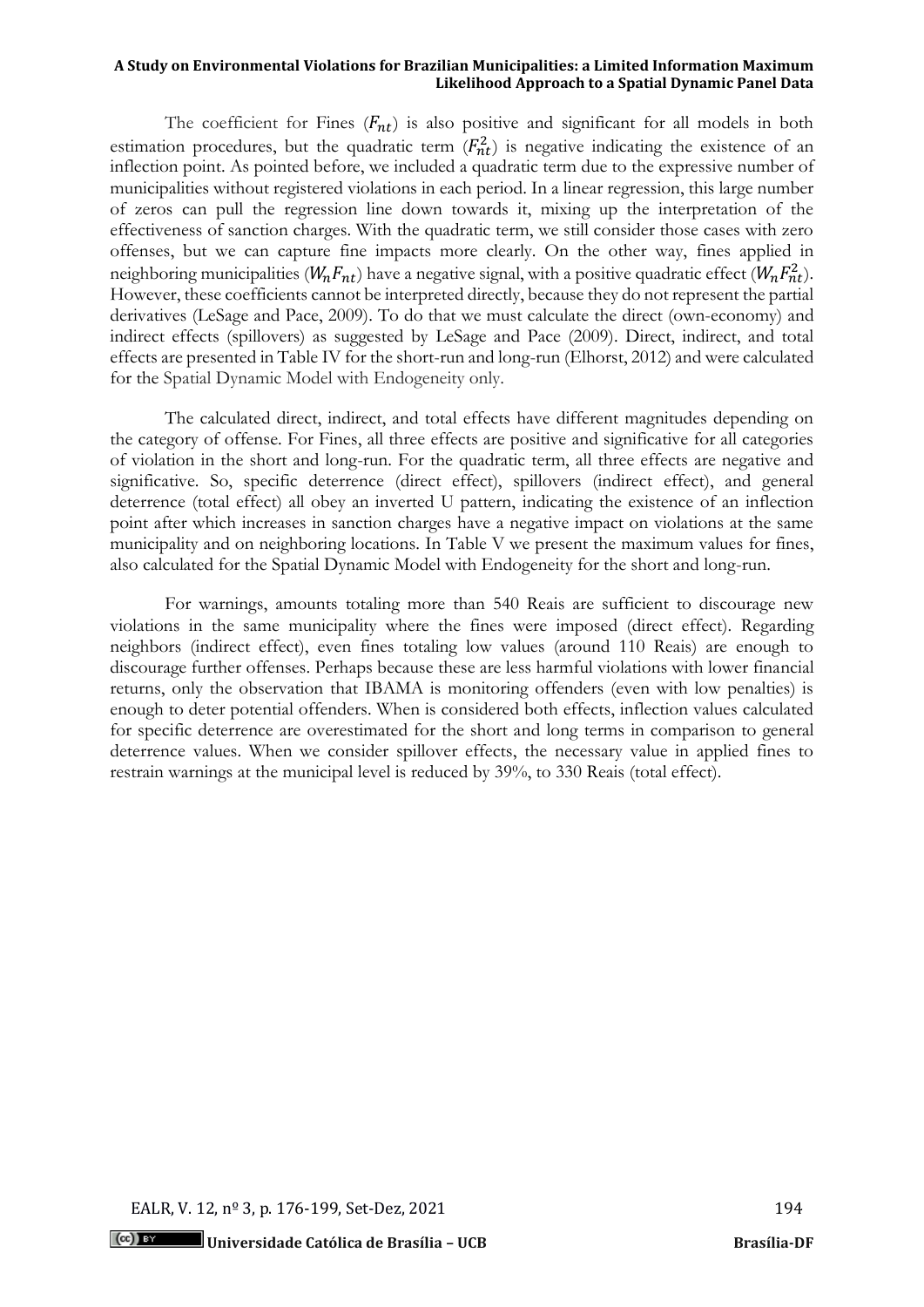The coefficient for Fines ($F_{nt}$) is also positive and significant for all models in both estimation procedures, but the quadratic term ($F_{nt}^2$) is negative indicating the existence of an inflection point. As pointed before, we included a quadratic term due to the expressive number of municipalities without registered violations in each period. In a linear regression, this large number of zeros can pull the regression line down towards it, mixing up the interpretation of the effectiveness of sanction charges. With the quadratic term, we still consider those cases with zero offenses, but we can capture fine impacts more clearly. On the other way, fines applied in neighboring municipalities ($W_nF_{nt}$) have a negative signal, with a positive quadratic effect ($W_nF_{nt}^2$). However, these coefficients cannot be interpreted directly, because they do not represent the partial derivatives (LeSage and Pace, 2009). To do that we must calculate the direct (own-economy) and indirect effects (spillovers) as suggested by LeSage and Pace (2009). Direct, indirect, and total effects are presented in Table IV for the short-run and long-run (Elhorst, 2012) and were calculated for the Spatial Dynamic Model with Endogeneity only.

The calculated direct, indirect, and total effects have different magnitudes depending on the category of offense. For Fines, all three effects are positive and significative for all categories of violation in the short and long-run. For the quadratic term, all three effects are negative and significative. So, specific deterrence (direct effect), spillovers (indirect effect), and general deterrence (total effect) all obey an inverted U pattern, indicating the existence of an inflection point after which increases in sanction charges have a negative impact on violations at the same municipality and on neighboring locations. In Table V we present the maximum values for fines, also calculated for the Spatial Dynamic Model with Endogeneity for the short and long-run.

For warnings, amounts totaling more than 540 Reais are sufficient to discourage new violations in the same municipality where the fines were imposed (direct effect). Regarding neighbors (indirect effect), even fines totaling low values (around 110 Reais) are enough to discourage further offenses. Perhaps because these are less harmful violations with lower financial returns, only the observation that IBAMA is monitoring offenders (even with low penalties) is enough to deter potential offenders. When is considered both effects, inflection values calculated for specific deterrence are overestimated for the short and long terms in comparison to general deterrence values. When we consider spillover effects, the necessary value in applied fines to restrain warnings at the municipal level is reduced by 39%, to 330 Reais (total effect).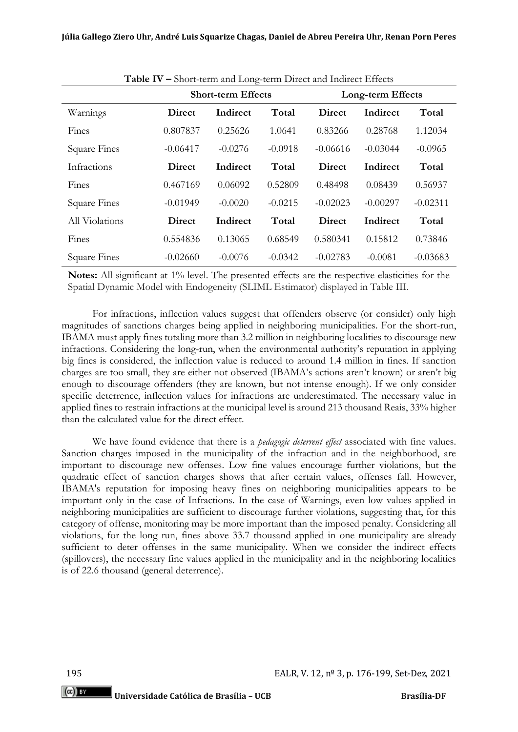**Table IV –** Short-term and Long-term Direct and Indirect Effects

| | Short-term Effects | | | Long-term Effects | | |
|---|---|---|---|---|---|---|
| Warnings | **Direct** | **Indirect** | **Total** | **Direct** | **Indirect** | **Total** |
| Fines | 0.807837 | 0.25626 | 1.0641 | 0.83266 | 0.28768 | 1.12034 |
| Square Fines | -0.06417 | -0.0276 | -0.0918 | -0.06616 | -0.03044 | -0.0965 |
| Infractions | **Direct** | **Indirect** | **Total** | **Direct** | **Indirect** | **Total** |
| Fines | 0.467169 | 0.06092 | 0.52809 | 0.48498 | 0.08439 | 0.56937 |
| Square Fines | -0.01949 | -0.0020 | -0.0215 | -0.02023 | -0.00297 | -0.02311 |
| All Violations | **Direct** | **Indirect** | **Total** | **Direct** | **Indirect** | **Total** |
| Fines | 0.554836 | 0.13065 | 0.68549 | 0.580341 | 0.15812 | 0.73846 |
| Square Fines | -0.02660 | -0.0076 | -0.0342 | -0.02783 | -0.0081 | -0.03683 |

**Notes:** All significant at 1% level. The presented effects are the respective elasticities for the Spatial Dynamic Model with Endogeneity (SLIML Estimator) displayed in Table III.

For infractions, inflection values suggest that offenders observe (or consider) only high magnitudes of sanctions charges being applied in neighboring municipalities. For the short-run, IBAMA must apply fines totaling more than 3.2 million in neighboring localities to discourage new infractions. Considering the long-run, when the environmental authority's reputation in applying big fines is considered, the inflection value is reduced to around 1.4 million in fines. If sanction charges are too small, they are either not observed (IBAMA's actions aren't known) or aren't big enough to discourage offenders (they are known, but not intense enough). If we only consider specific deterrence, inflection values for infractions are underestimated. The necessary value in applied fines to restrain infractions at the municipal level is around 213 thousand Reais, 33% higher than the calculated value for the direct effect.

We have found evidence that there is a *pedagogic deterrent effect* associated with fine values. Sanction charges imposed in the municipality of the infraction and in the neighborhood, are important to discourage new offenses. Low fine values encourage further violations, but the quadratic effect of sanction charges shows that after certain values, offenses fall. However, IBAMA's reputation for imposing heavy fines on neighboring municipalities appears to be important only in the case of Infractions. In the case of Warnings, even low values applied in neighboring municipalities are sufficient to discourage further violations, suggesting that, for this category of offense, monitoring may be more important than the imposed penalty. Considering all violations, for the long run, fines above 33.7 thousand applied in one municipality are already sufficient to deter offenses in the same municipality. When we consider the indirect effects (spillovers), the necessary fine values applied in the municipality and in the neighboring localities is of 22.6 thousand (general deterrence).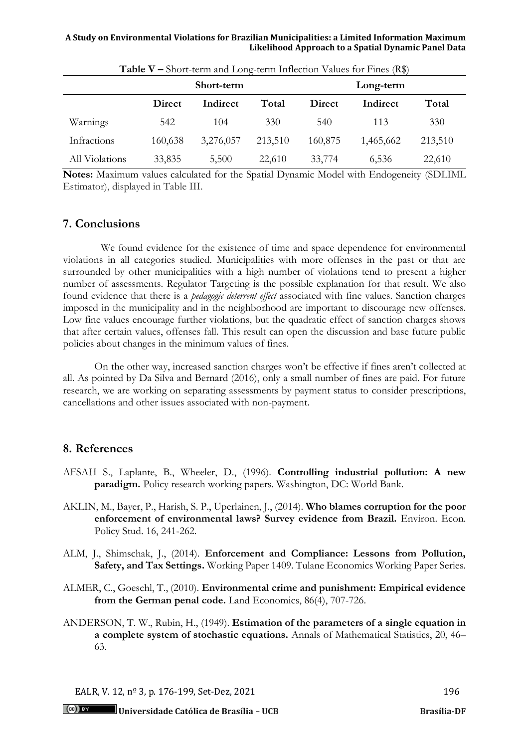**Table V –** Short-term and Long-term Inflection Values for Fines (R$)

| | Short-term | | | Long-term | | |
|---|---|---|---|---|---|---|
| | **Direct** | **Indirect** | **Total** | **Direct** | **Indirect** | **Total** |
| Warnings | 542 | 104 | 330 | 540 | 113 | 330 |
| Infractions | 160,638 | 3,276,057 | 213,510 | 160,875 | 1,465,662 | 213,510 |
| All Violations | 33,835 | 5,500 | 22,610 | 33,774 | 6,536 | 22,610 |

**Notes:** Maximum values calculated for the Spatial Dynamic Model with Endogeneity (SDLIML Estimator), displayed in Table III.

## 7. Conclusions

We found evidence for the existence of time and space dependence for environmental violations in all categories studied. Municipalities with more offenses in the past or that are surrounded by other municipalities with a high number of violations tend to present a higher number of assessments. Regulator Targeting is the possible explanation for that result. We also found evidence that there is a *pedagogic deterrent effect* associated with fine values. Sanction charges imposed in the municipality and in the neighborhood are important to discourage new offenses. Low fine values encourage further violations, but the quadratic effect of sanction charges shows that after certain values, offenses fall. This result can open the discussion and base future public policies about changes in the minimum values of fines.

On the other way, increased sanction charges won't be effective if fines aren't collected at all. As pointed by Da Silva and Bernard (2016), only a small number of fines are paid. For future research, we are working on separating assessments by payment status to consider prescriptions, cancellations and other issues associated with non-payment.

## 8. References

AFSAH S., Laplante, B., Wheeler, D., (1996). **Controlling industrial pollution: A new paradigm.** Policy research working papers. Washington, DC: World Bank.

AKLIN, M., Bayer, P., Harish, S. P., Uperlainen, J., (2014). **Who blames corruption for the poor enforcement of environmental laws? Survey evidence from Brazil.** Environ. Econ. Policy Stud. 16, 241-262.

ALM, J., Shimschak, J., (2014). **Enforcement and Compliance: Lessons from Pollution, Safety, and Tax Settings.** Working Paper 1409. Tulane Economics Working Paper Series.

ALMER, C., Goeschl, T., (2010). **Environmental crime and punishment: Empirical evidence from the German penal code.** Land Economics, 86(4), 707-726.

ANDERSON, T. W., Rubin, H., (1949). **Estimation of the parameters of a single equation in a complete system of stochastic equations.** Annals of Mathematical Statistics, 20, 46–63.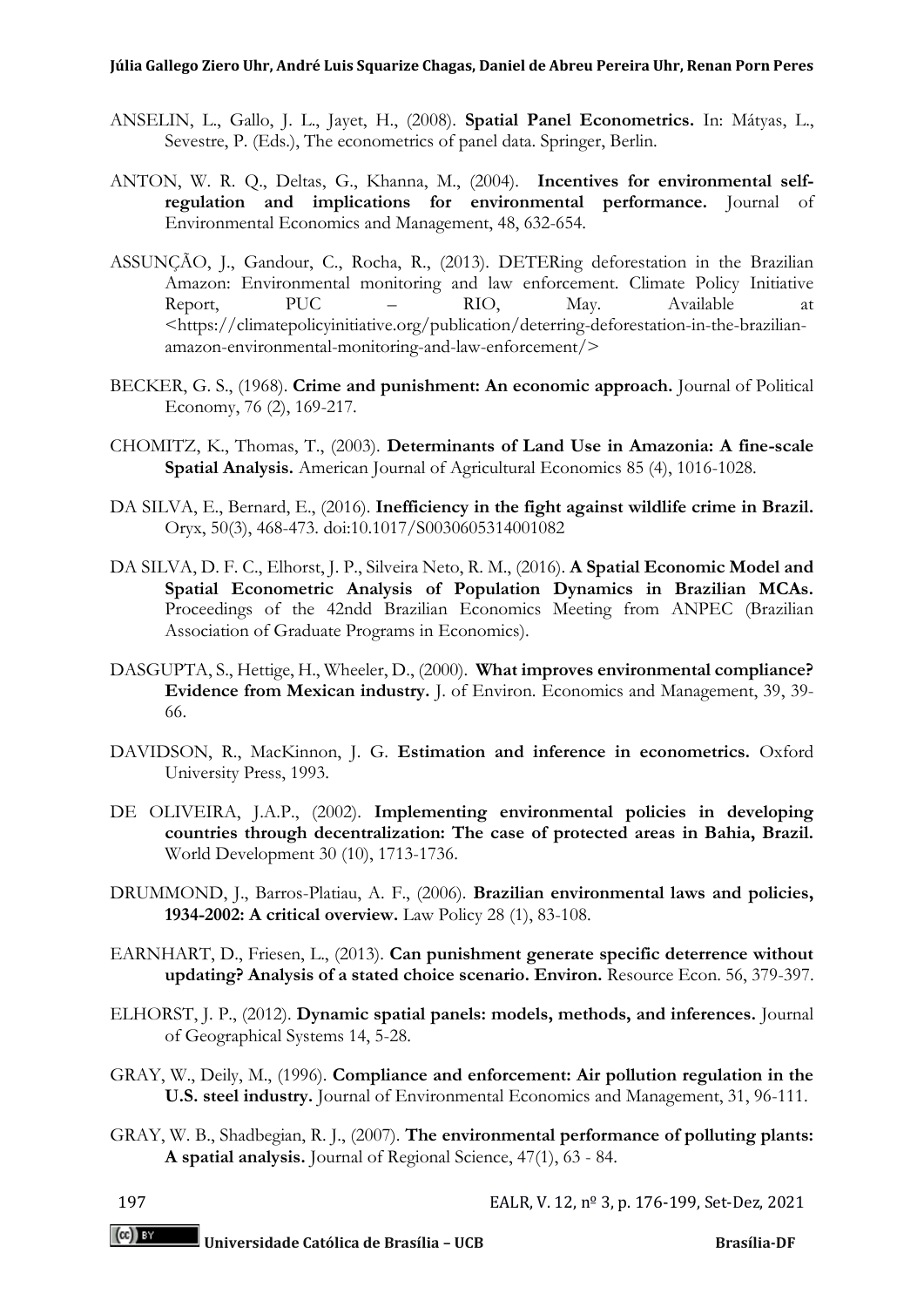ANSELIN, L., Gallo, J. L., Jayet, H., (2008). **Spatial Panel Econometrics.** In: Mátyas, L., Sevestre, P. (Eds.), The econometrics of panel data. Springer, Berlin.

ANTON, W. R. Q., Deltas, G., Khanna, M., (2004). **Incentives for environmental self-regulation and implications for environmental performance.** Journal of Environmental Economics and Management, 48, 632-654.

ASSUNÇÃO, J., Gandour, C., Rocha, R., (2013). DETERing deforestation in the Brazilian Amazon: Environmental monitoring and law enforcement. Climate Policy Initiative Report, PUC – RIO, May. Available at <https://climatepolicyinitiative.org/publication/deterring-deforestation-in-the-brazilian-amazon-environmental-monitoring-and-law-enforcement/>

BECKER, G. S., (1968). **Crime and punishment: An economic approach.** Journal of Political Economy, 76 (2), 169-217.

CHOMITZ, K., Thomas, T., (2003). **Determinants of Land Use in Amazonia: A fine-scale Spatial Analysis.** American Journal of Agricultural Economics 85 (4), 1016-1028.

DA SILVA, E., Bernard, E., (2016). **Inefficiency in the fight against wildlife crime in Brazil.** Oryx, 50(3), 468-473. doi:10.1017/S0030605314001082

DA SILVA, D. F. C., Elhorst, J. P., Silveira Neto, R. M., (2016). **A Spatial Economic Model and Spatial Econometric Analysis of Population Dynamics in Brazilian MCAs.** Proceedings of the 42ndd Brazilian Economics Meeting from ANPEC (Brazilian Association of Graduate Programs in Economics).

DASGUPTA, S., Hettige, H., Wheeler, D., (2000). **What improves environmental compliance? Evidence from Mexican industry.** J. of Environ. Economics and Management, 39, 39-66.

DAVIDSON, R., MacKinnon, J. G. **Estimation and inference in econometrics.** Oxford University Press, 1993.

DE OLIVEIRA, J.A.P., (2002). **Implementing environmental policies in developing countries through decentralization: The case of protected areas in Bahia, Brazil.** World Development 30 (10), 1713-1736.

DRUMMOND, J., Barros-Platiau, A. F., (2006). **Brazilian environmental laws and policies, 1934-2002: A critical overview.** Law Policy 28 (1), 83-108.

EARNHART, D., Friesen, L., (2013). **Can punishment generate specific deterrence without updating? Analysis of a stated choice scenario. Environ.** Resource Econ. 56, 379-397.

ELHORST, J. P., (2012). **Dynamic spatial panels: models, methods, and inferences.** Journal of Geographical Systems 14, 5-28.

GRAY, W., Deily, M., (1996). **Compliance and enforcement: Air pollution regulation in the U.S. steel industry.** Journal of Environmental Economics and Management, 31, 96-111.

GRAY, W. B., Shadbegian, R. J., (2007). **The environmental performance of polluting plants: A spatial analysis.** Journal of Regional Science, 47(1), 63 - 84.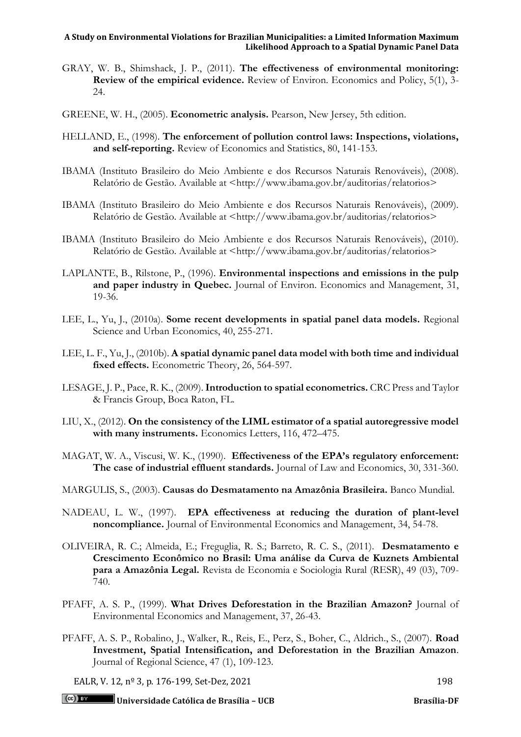GRAY, W. B., Shimshack, J. P., (2011). **The effectiveness of environmental monitoring: Review of the empirical evidence.** Review of Environ. Economics and Policy, 5(1), 3-24.

GREENE, W. H., (2005). **Econometric analysis.** Pearson, New Jersey, 5th edition.

HELLAND, E., (1998). **The enforcement of pollution control laws: Inspections, violations, and self-reporting.** Review of Economics and Statistics, 80, 141-153.

IBAMA (Instituto Brasileiro do Meio Ambiente e dos Recursos Naturais Renováveis), (2008). Relatório de Gestão. Available at <http://www.ibama.gov.br/auditorias/relatorios>

IBAMA (Instituto Brasileiro do Meio Ambiente e dos Recursos Naturais Renováveis), (2009). Relatório de Gestão. Available at <http://www.ibama.gov.br/auditorias/relatorios>

IBAMA (Instituto Brasileiro do Meio Ambiente e dos Recursos Naturais Renováveis), (2010). Relatório de Gestão. Available at <http://www.ibama.gov.br/auditorias/relatorios>

LAPLANTE, B., Rilstone, P., (1996). **Environmental inspections and emissions in the pulp and paper industry in Quebec.** Journal of Environ. Economics and Management, 31, 19-36.

LEE, L., Yu, J., (2010a). **Some recent developments in spatial panel data models.** Regional Science and Urban Economics, 40, 255-271.

LEE, L. F., Yu, J., (2010b). **A spatial dynamic panel data model with both time and individual fixed effects.** Econometric Theory, 26, 564-597.

LESAGE, J. P., Pace, R. K., (2009). **Introduction to spatial econometrics.** CRC Press and Taylor & Francis Group, Boca Raton, FL.

LIU, X., (2012). **On the consistency of the LIML estimator of a spatial autoregressive model with many instruments.** Economics Letters, 116, 472–475.

MAGAT, W. A., Viscusi, W. K., (1990). **Effectiveness of the EPA's regulatory enforcement: The case of industrial effluent standards.** Journal of Law and Economics, 30, 331-360.

MARGULIS, S., (2003). **Causas do Desmatamento na Amazônia Brasileira.** Banco Mundial.

NADEAU, L. W., (1997). **EPA effectiveness at reducing the duration of plant-level noncompliance.** Journal of Environmental Economics and Management, 34, 54-78.

OLIVEIRA, R. C.; Almeida, E.; Freguglia, R. S.; Barreto, R. C. S., (2011). **Desmatamento e Crescimento Econômico no Brasil: Uma análise da Curva de Kuznets Ambiental para a Amazônia Legal.** Revista de Economia e Sociologia Rural (RESR), 49 (03), 709-740.

PFAFF, A. S. P., (1999). **What Drives Deforestation in the Brazilian Amazon?** Journal of Environmental Economics and Management, 37, 26-43.

PFAFF, A. S. P., Robalino, J., Walker, R., Reis, E., Perz, S., Boher, C., Aldrich., S., (2007). **Road Investment, Spatial Intensification, and Deforestation in the Brazilian Amazon**. Journal of Regional Science, 47 (1), 109-123.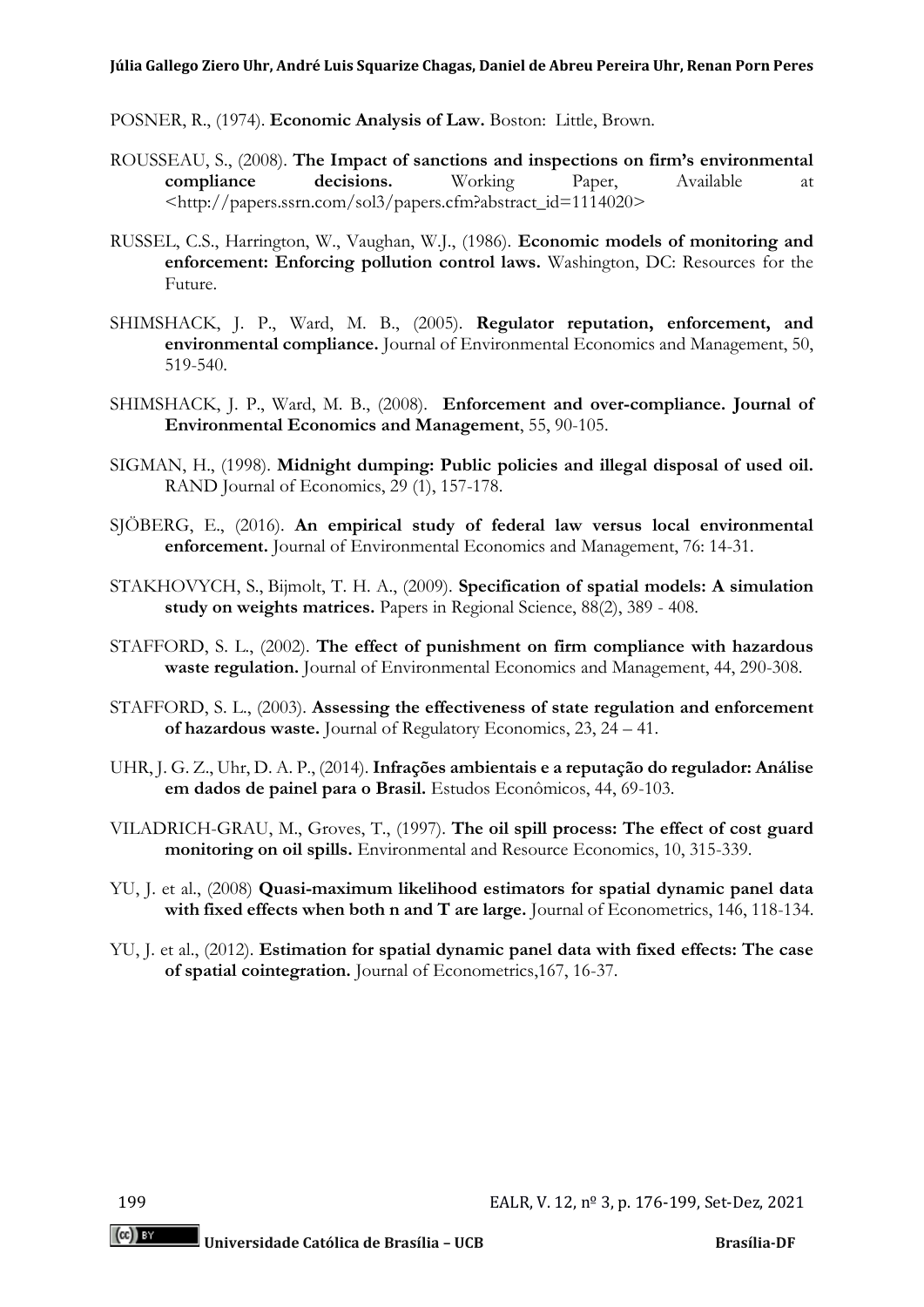POSNER, R., (1974). **Economic Analysis of Law.** Boston: Little, Brown.

ROUSSEAU, S., (2008). **The Impact of sanctions and inspections on firm's environmental compliance decisions.** Working Paper, Available at <http://papers.ssrn.com/sol3/papers.cfm?abstract_id=1114020>

RUSSEL, C.S., Harrington, W., Vaughan, W.J., (1986). **Economic models of monitoring and enforcement: Enforcing pollution control laws.** Washington, DC: Resources for the Future.

SHIMSHACK, J. P., Ward, M. B., (2005). **Regulator reputation, enforcement, and environmental compliance.** Journal of Environmental Economics and Management, 50, 519-540.

SHIMSHACK, J. P., Ward, M. B., (2008). **Enforcement and over-compliance. Journal of Environmental Economics and Management**, 55, 90-105.

SIGMAN, H., (1998). **Midnight dumping: Public policies and illegal disposal of used oil.** RAND Journal of Economics, 29 (1), 157-178.

SJÖBERG, E., (2016). **An empirical study of federal law versus local environmental enforcement.** Journal of Environmental Economics and Management, 76: 14-31.

STAKHOVYCH, S., Bijmolt, T. H. A., (2009). **Specification of spatial models: A simulation study on weights matrices.** Papers in Regional Science, 88(2), 389 - 408.

STAFFORD, S. L., (2002). **The effect of punishment on firm compliance with hazardous waste regulation.** Journal of Environmental Economics and Management, 44, 290-308.

STAFFORD, S. L., (2003). **Assessing the effectiveness of state regulation and enforcement of hazardous waste.** Journal of Regulatory Economics, 23, 24 – 41.

UHR, J. G. Z., Uhr, D. A. P., (2014). **Infrações ambientais e a reputação do regulador: Análise em dados de painel para o Brasil.** Estudos Econômicos, 44, 69-103.

VILADRICH-GRAU, M., Groves, T., (1997). **The oil spill process: The effect of cost guard monitoring on oil spills.** Environmental and Resource Economics, 10, 315-339.

YU, J. et al., (2008) **Quasi-maximum likelihood estimators for spatial dynamic panel data with fixed effects when both n and T are large.** Journal of Econometrics, 146, 118-134.

YU, J. et al., (2012). **Estimation for spatial dynamic panel data with fixed effects: The case of spatial cointegration.** Journal of Econometrics,167, 16-37.